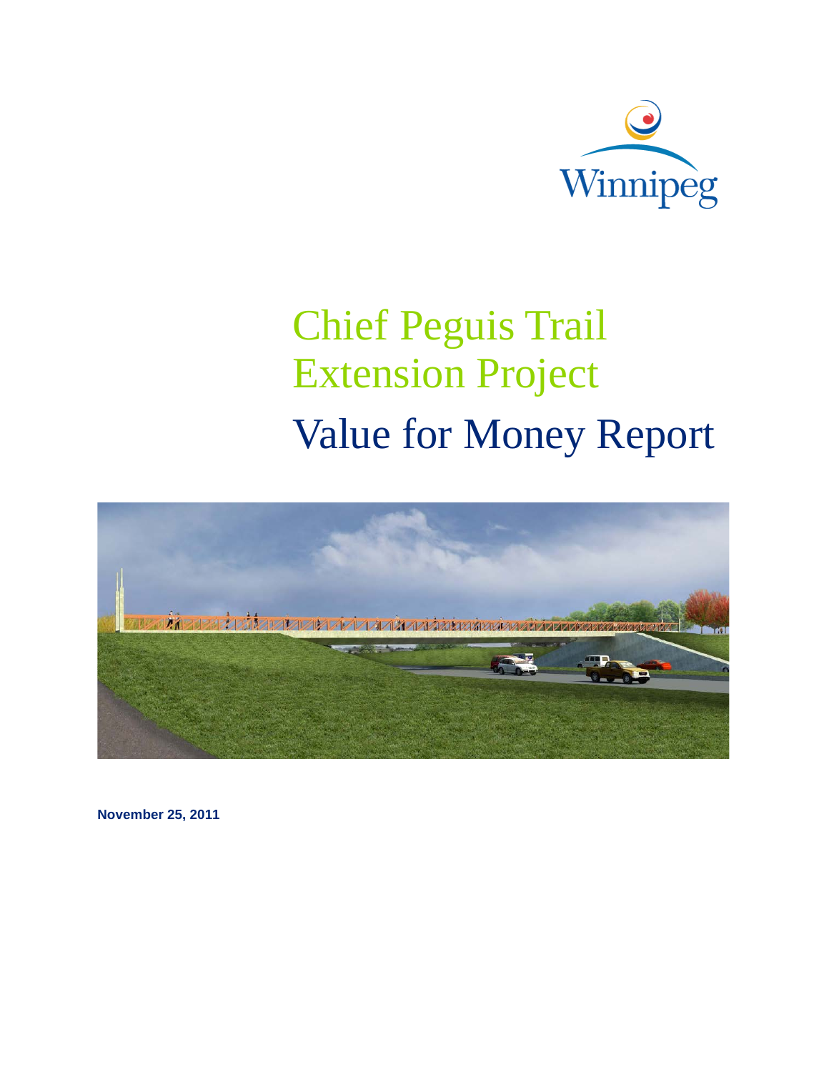Winnipeg

# Chief Peguis Trail Extension Project

# Value for Money Report

**November 25, 2011**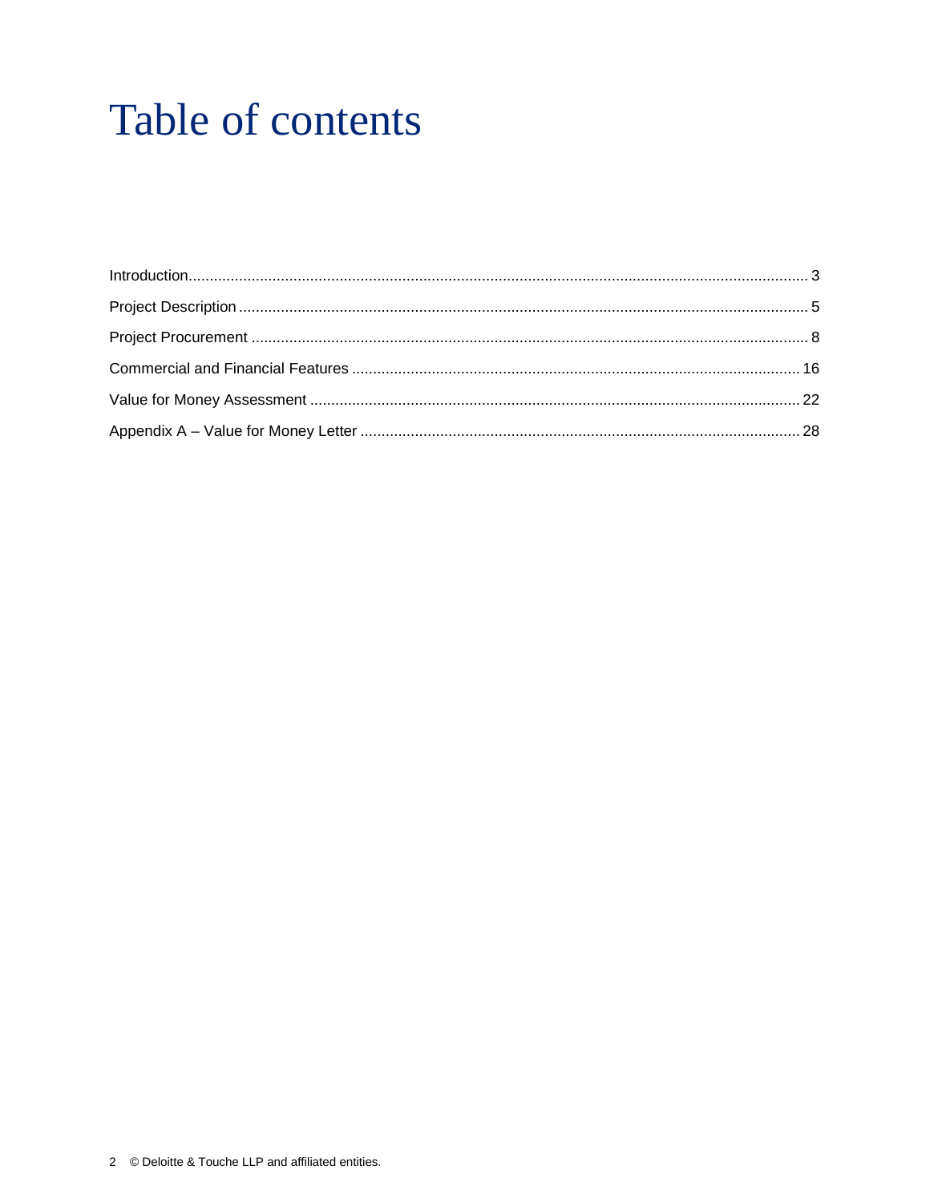# Table of contents

Introduction........................................................................................................................................... 3

Project Description ............................................................................................................................... 5

Project Procurement ............................................................................................................................. 8

Commercial and Financial Features .................................................................................................. 16

Value for Money Assessment ............................................................................................................. 22

Appendix A – Value for Money Letter ................................................................................................. 28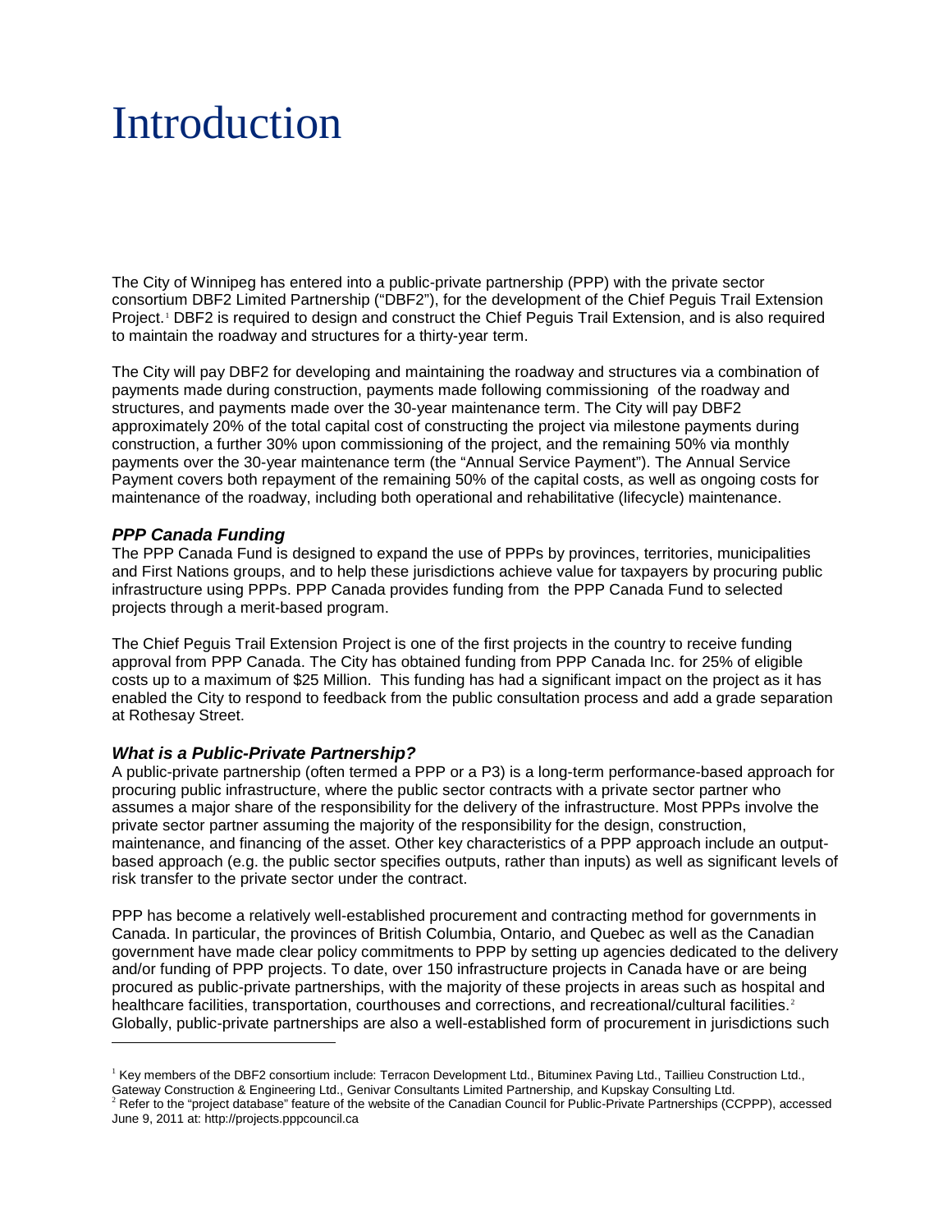# Introduction

The City of Winnipeg has entered into a public-private partnership (PPP) with the private sector consortium DBF2 Limited Partnership ("DBF2"), for the development of the Chief Peguis Trail Extension Project.[1] DBF2 is required to design and construct the Chief Peguis Trail Extension, and is also required to maintain the roadway and structures for a thirty-year term.

The City will pay DBF2 for developing and maintaining the roadway and structures via a combination of payments made during construction, payments made following commissioning of the roadway and structures, and payments made over the 30-year maintenance term. The City will pay DBF2 approximately 20% of the total capital cost of constructing the project via milestone payments during construction, a further 30% upon commissioning of the project, and the remaining 50% via monthly payments over the 30-year maintenance term (the "Annual Service Payment"). The Annual Service Payment covers both repayment of the remaining 50% of the capital costs, as well as ongoing costs for maintenance of the roadway, including both operational and rehabilitative (lifecycle) maintenance.

### *PPP Canada Funding*

The PPP Canada Fund is designed to expand the use of PPPs by provinces, territories, municipalities and First Nations groups, and to help these jurisdictions achieve value for taxpayers by procuring public infrastructure using PPPs. PPP Canada provides funding from the PPP Canada Fund to selected projects through a merit-based program.

The Chief Peguis Trail Extension Project is one of the first projects in the country to receive funding approval from PPP Canada. The City has obtained funding from PPP Canada Inc. for 25% of eligible costs up to a maximum of $25 Million. This funding has had a significant impact on the project as it has enabled the City to respond to feedback from the public consultation process and add a grade separation at Rothesay Street.

### *What is a Public-Private Partnership?*

A public-private partnership (often termed a PPP or a P3) is a long-term performance-based approach for procuring public infrastructure, where the public sector contracts with a private sector partner who assumes a major share of the responsibility for the delivery of the infrastructure. Most PPPs involve the private sector partner assuming the majority of the responsibility for the design, construction, maintenance, and financing of the asset. Other key characteristics of a PPP approach include an output-based approach (e.g. the public sector specifies outputs, rather than inputs) as well as significant levels of risk transfer to the private sector under the contract.

PPP has become a relatively well-established procurement and contracting method for governments in Canada. In particular, the provinces of British Columbia, Ontario, and Quebec as well as the Canadian government have made clear policy commitments to PPP by setting up agencies dedicated to the delivery and/or funding of PPP projects. To date, over 150 infrastructure projects in Canada have or are being procured as public-private partnerships, with the majority of these projects in areas such as hospital and healthcare facilities, transportation, courthouses and corrections, and recreational/cultural facilities.[2] Globally, public-private partnerships are also a well-established form of procurement in jurisdictions such

---

[1] Key members of the DBF2 consortium include: Terracon Development Ltd., Bituminex Paving Ltd., Taillieu Construction Ltd., Gateway Construction & Engineering Ltd., Genivar Consultants Limited Partnership, and Kupskay Consulting Ltd.

[2] Refer to the "project database" feature of the website of the Canadian Council for Public-Private Partnerships (CCPPP), accessed June 9, 2011 at: http://projects.pppcouncil.ca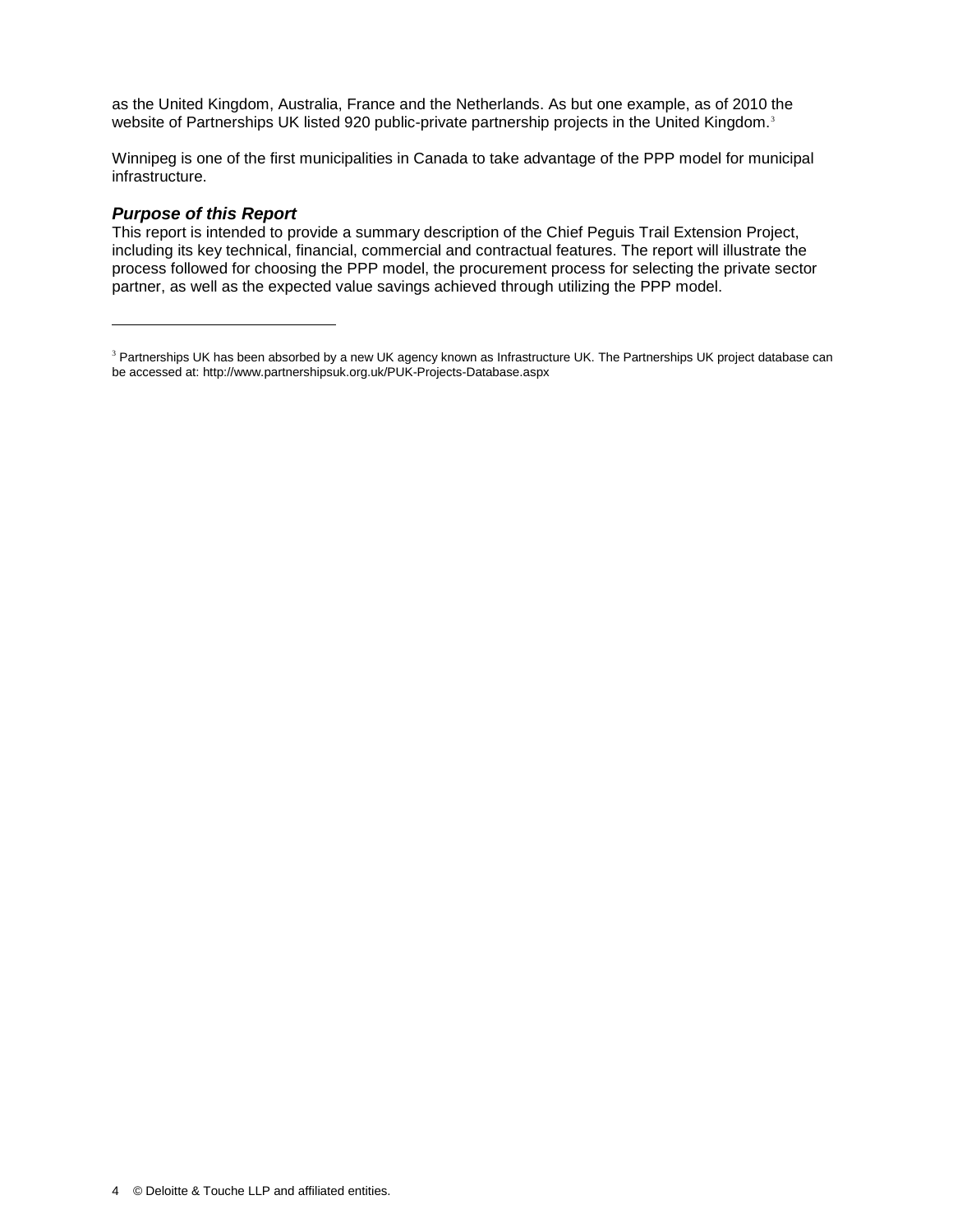as the United Kingdom, Australia, France and the Netherlands. As but one example, as of 2010 the website of Partnerships UK listed 920 public-private partnership projects in the United Kingdom.[3]

Winnipeg is one of the first municipalities in Canada to take advantage of the PPP model for municipal infrastructure.

### *Purpose of this Report*

This report is intended to provide a summary description of the Chief Peguis Trail Extension Project, including its key technical, financial, commercial and contractual features. The report will illustrate the process followed for choosing the PPP model, the procurement process for selecting the private sector partner, as well as the expected value savings achieved through utilizing the PPP model.

---

[3] Partnerships UK has been absorbed by a new UK agency known as Infrastructure UK. The Partnerships UK project database can be accessed at: http://www.partnershipsuk.org.uk/PUK-Projects-Database.aspx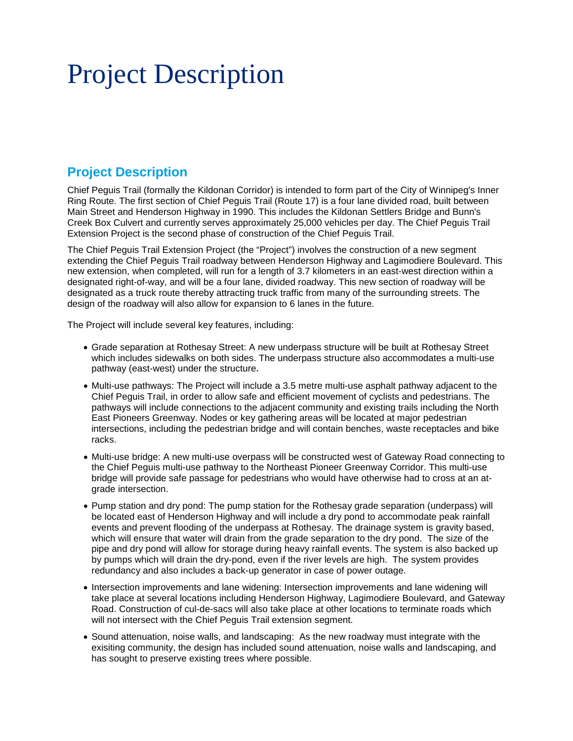# Project Description

## Project Description

Chief Peguis Trail (formally the Kildonan Corridor) is intended to form part of the City of Winnipeg's Inner Ring Route. The first section of Chief Peguis Trail (Route 17) is a four lane divided road, built between Main Street and Henderson Highway in 1990. This includes the Kildonan Settlers Bridge and Bunn's Creek Box Culvert and currently serves approximately 25,000 vehicles per day. The Chief Peguis Trail Extension Project is the second phase of construction of the Chief Peguis Trail.

The Chief Peguis Trail Extension Project (the "Project") involves the construction of a new segment extending the Chief Peguis Trail roadway between Henderson Highway and Lagimodiere Boulevard. This new extension, when completed, will run for a length of 3.7 kilometers in an east-west direction within a designated right-of-way, and will be a four lane, divided roadway. This new section of roadway will be designated as a truck route thereby attracting truck traffic from many of the surrounding streets. The design of the roadway will also allow for expansion to 6 lanes in the future.

The Project will include several key features, including:

- Grade separation at Rothesay Street: A new underpass structure will be built at Rothesay Street which includes sidewalks on both sides. The underpass structure also accommodates a multi-use pathway (east-west) under the structure.
- Multi-use pathways: The Project will include a 3.5 metre multi-use asphalt pathway adjacent to the Chief Peguis Trail, in order to allow safe and efficient movement of cyclists and pedestrians. The pathways will include connections to the adjacent community and existing trails including the North East Pioneers Greenway. Nodes or key gathering areas will be located at major pedestrian intersections, including the pedestrian bridge and will contain benches, waste receptacles and bike racks.
- Multi-use bridge: A new multi-use overpass will be constructed west of Gateway Road connecting to the Chief Peguis multi-use pathway to the Northeast Pioneer Greenway Corridor. This multi-use bridge will provide safe passage for pedestrians who would have otherwise had to cross at an at-grade intersection.
- Pump station and dry pond: The pump station for the Rothesay grade separation (underpass) will be located east of Henderson Highway and will include a dry pond to accommodate peak rainfall events and prevent flooding of the underpass at Rothesay. The drainage system is gravity based, which will ensure that water will drain from the grade separation to the dry pond. The size of the pipe and dry pond will allow for storage during heavy rainfall events. The system is also backed up by pumps which will drain the dry-pond, even if the river levels are high. The system provides redundancy and also includes a back-up generator in case of power outage.
- Intersection improvements and lane widening: Intersection improvements and lane widening will take place at several locations including Henderson Highway, Lagimodiere Boulevard, and Gateway Road. Construction of cul-de-sacs will also take place at other locations to terminate roads which will not intersect with the Chief Peguis Trail extension segment.
- Sound attenuation, noise walls, and landscaping: As the new roadway must integrate with the exisiting community, the design has included sound attenuation, noise walls and landscaping, and has sought to preserve existing trees where possible.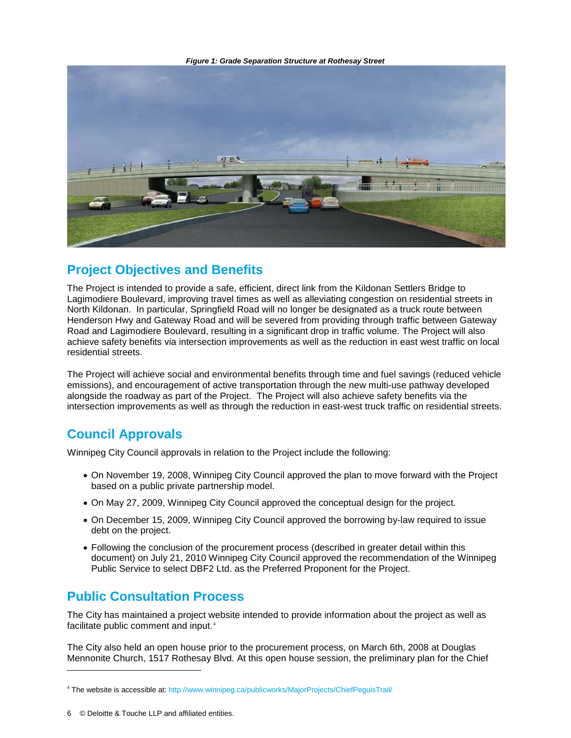*Figure 1: Grade Separation Structure at Rothesay Street*

## Project Objectives and Benefits

The Project is intended to provide a safe, efficient, direct link from the Kildonan Settlers Bridge to Lagimodiere Boulevard, improving travel times as well as alleviating congestion on residential streets in North Kildonan. In particular, Springfield Road will no longer be designated as a truck route between Henderson Hwy and Gateway Road and will be severed from providing through traffic between Gateway Road and Lagimodiere Boulevard, resulting in a significant drop in traffic volume. The Project will also achieve safety benefits via intersection improvements as well as the reduction in east west traffic on local residential streets.

The Project will achieve social and environmental benefits through time and fuel savings (reduced vehicle emissions), and encouragement of active transportation through the new multi-use pathway developed alongside the roadway as part of the Project. The Project will also achieve safety benefits via the intersection improvements as well as through the reduction in east-west truck traffic on residential streets.

## Council Approvals

Winnipeg City Council approvals in relation to the Project include the following:

- On November 19, 2008, Winnipeg City Council approved the plan to move forward with the Project based on a public private partnership model.
- On May 27, 2009, Winnipeg City Council approved the conceptual design for the project.
- On December 15, 2009, Winnipeg City Council approved the borrowing by-law required to issue debt on the project.
- Following the conclusion of the procurement process (described in greater detail within this document) on July 21, 2010 Winnipeg City Council approved the recommendation of the Winnipeg Public Service to select DBF2 Ltd. as the Preferred Proponent for the Project.

## Public Consultation Process

The City has maintained a project website intended to provide information about the project as well as facilitate public comment and input.[4]

The City also held an open house prior to the procurement process, on March 6th, 2008 at Douglas Mennonite Church, 1517 Rothesay Blvd. At this open house session, the preliminary plan for the Chief

[4] The website is accessible at: http://www.winnipeg.ca/publicworks/MajorProjects/ChiefPeguisTrail/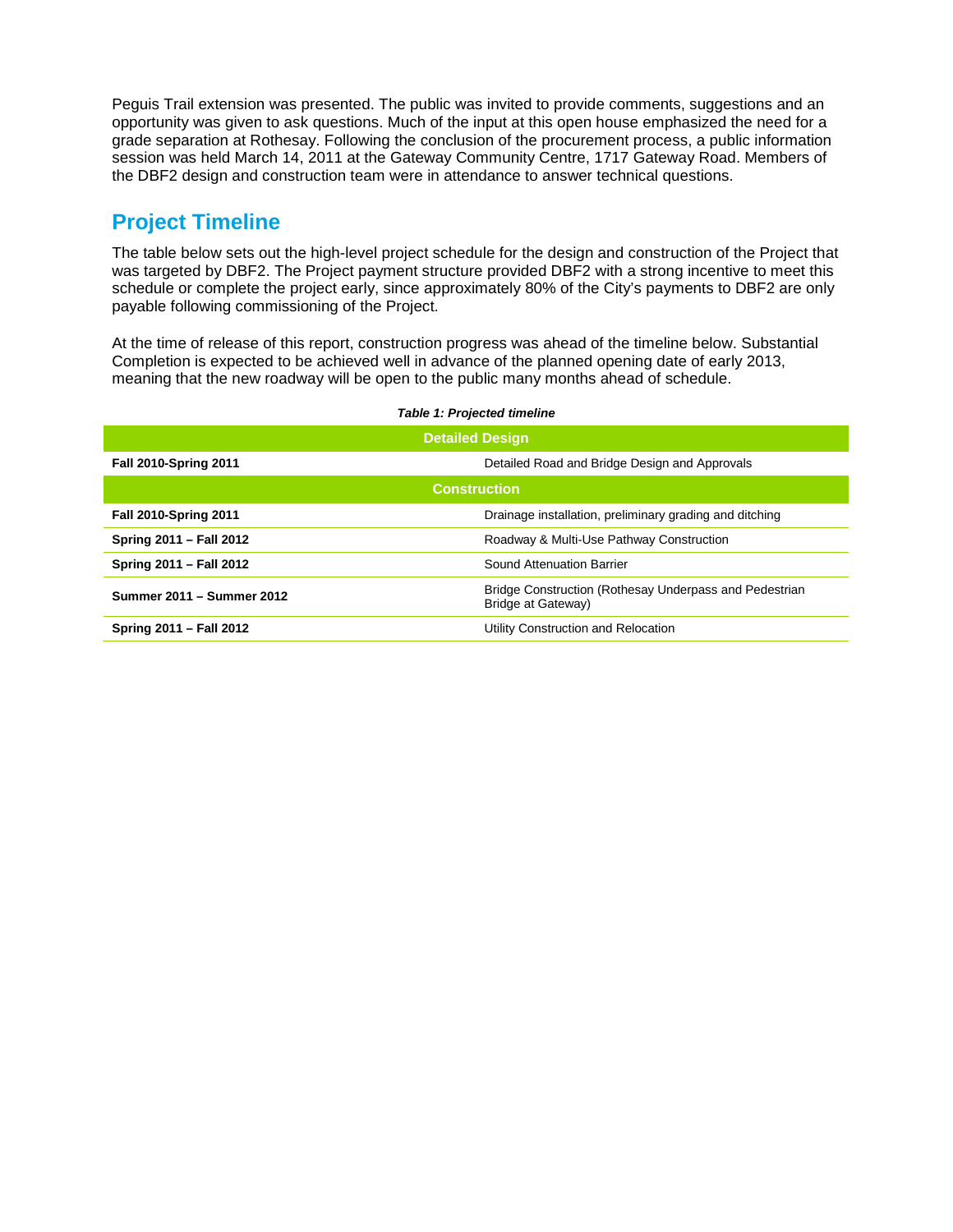Peguis Trail extension was presented. The public was invited to provide comments, suggestions and an opportunity was given to ask questions. Much of the input at this open house emphasized the need for a grade separation at Rothesay. Following the conclusion of the procurement process, a public information session was held March 14, 2011 at the Gateway Community Centre, 1717 Gateway Road. Members of the DBF2 design and construction team were in attendance to answer technical questions.

## Project Timeline

The table below sets out the high-level project schedule for the design and construction of the Project that was targeted by DBF2. The Project payment structure provided DBF2 with a strong incentive to meet this schedule or complete the project early, since approximately 80% of the City's payments to DBF2 are only payable following commissioning of the Project.

At the time of release of this report, construction progress was ahead of the timeline below. Substantial Completion is expected to be achieved well in advance of the planned opening date of early 2013, meaning that the new roadway will be open to the public many months ahead of schedule.

***Table 1: Projected timeline***

| **Detailed Design** | |
|---|---|
| **Fall 2010-Spring 2011** | Detailed Road and Bridge Design and Approvals |
| **Construction** | |
| **Fall 2010-Spring 2011** | Drainage installation, preliminary grading and ditching |
| **Spring 2011 – Fall 2012** | Roadway & Multi-Use Pathway Construction |
| **Spring 2011 – Fall 2012** | Sound Attenuation Barrier |
| **Summer 2011 – Summer 2012** | Bridge Construction (Rothesay Underpass and Pedestrian Bridge at Gateway) |
| **Spring 2011 – Fall 2012** | Utility Construction and Relocation |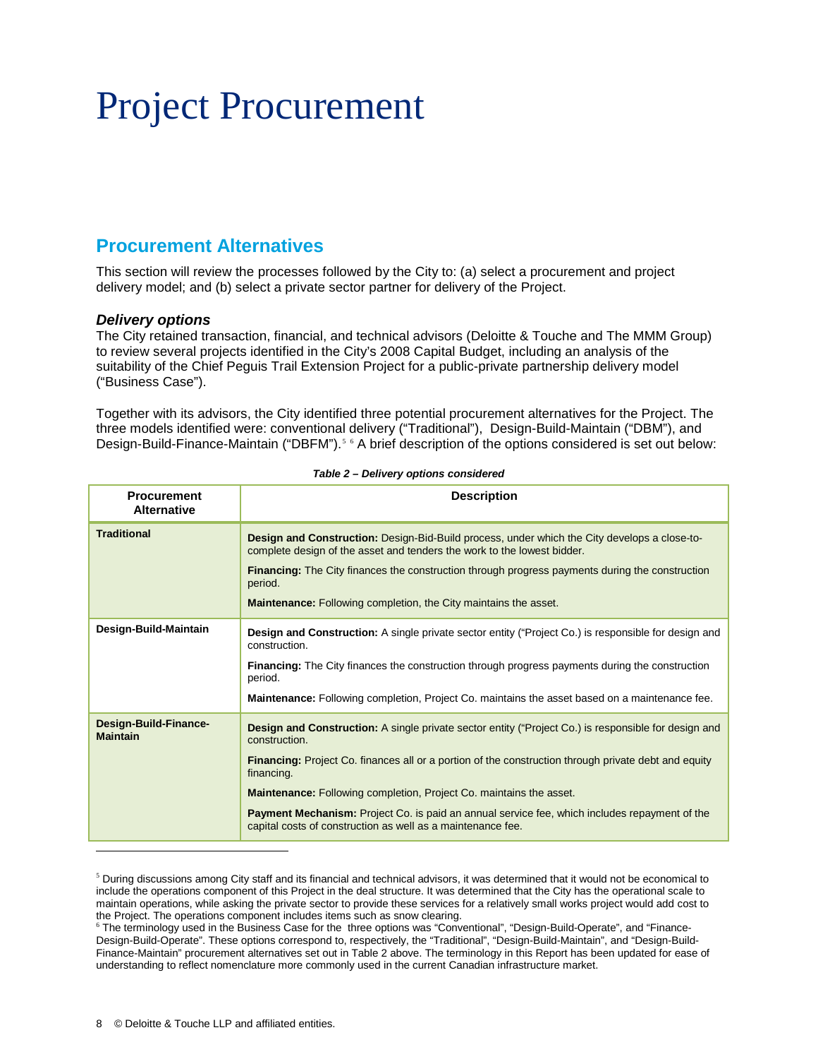# Project Procurement

## Procurement Alternatives

This section will review the processes followed by the City to: (a) select a procurement and project delivery model; and (b) select a private sector partner for delivery of the Project.

### *Delivery options*

The City retained transaction, financial, and technical advisors (Deloitte & Touche and The MMM Group) to review several projects identified in the City's 2008 Capital Budget, including an analysis of the suitability of the Chief Peguis Trail Extension Project for a public-private partnership delivery model ("Business Case").

Together with its advisors, the City identified three potential procurement alternatives for the Project. The three models identified were: conventional delivery ("Traditional"), Design-Build-Maintain ("DBM"), and Design-Build-Finance-Maintain ("DBFM").[5] [6] A brief description of the options considered is set out below:

***Table 2 – Delivery options considered***

| Procurement Alternative | Description |
|---|---|
| **Traditional** | **Design and Construction:** Design-Bid-Build process, under which the City develops a close-to-complete design of the asset and tenders the work to the lowest bidder.<br><br>**Financing:** The City finances the construction through progress payments during the construction period.<br><br>**Maintenance:** Following completion, the City maintains the asset. |
| **Design-Build-Maintain** | **Design and Construction:** A single private sector entity ("Project Co.) is responsible for design and construction.<br><br>**Financing:** The City finances the construction through progress payments during the construction period.<br><br>**Maintenance:** Following completion, Project Co. maintains the asset based on a maintenance fee. |
| **Design-Build-Finance-Maintain** | **Design and Construction:** A single private sector entity ("Project Co.) is responsible for design and construction.<br><br>**Financing:** Project Co. finances all or a portion of the construction through private debt and equity financing.<br><br>**Maintenance:** Following completion, Project Co. maintains the asset.<br><br>**Payment Mechanism:** Project Co. is paid an annual service fee, which includes repayment of the capital costs of construction as well as a maintenance fee. |

[5] During discussions among City staff and its financial and technical advisors, it was determined that it would not be economical to include the operations component of this Project in the deal structure. It was determined that the City has the operational scale to maintain operations, while asking the private sector to provide these services for a relatively small works project would add cost to the Project. The operations component includes items such as snow clearing.

[6] The terminology used in the Business Case for the three options was "Conventional", "Design-Build-Operate", and "Finance-Design-Build-Operate". These options correspond to, respectively, the "Traditional", "Design-Build-Maintain", and "Design-Build-Finance-Maintain" procurement alternatives set out in Table 2 above. The terminology in this Report has been updated for ease of understanding to reflect nomenclature more commonly used in the current Canadian infrastructure market.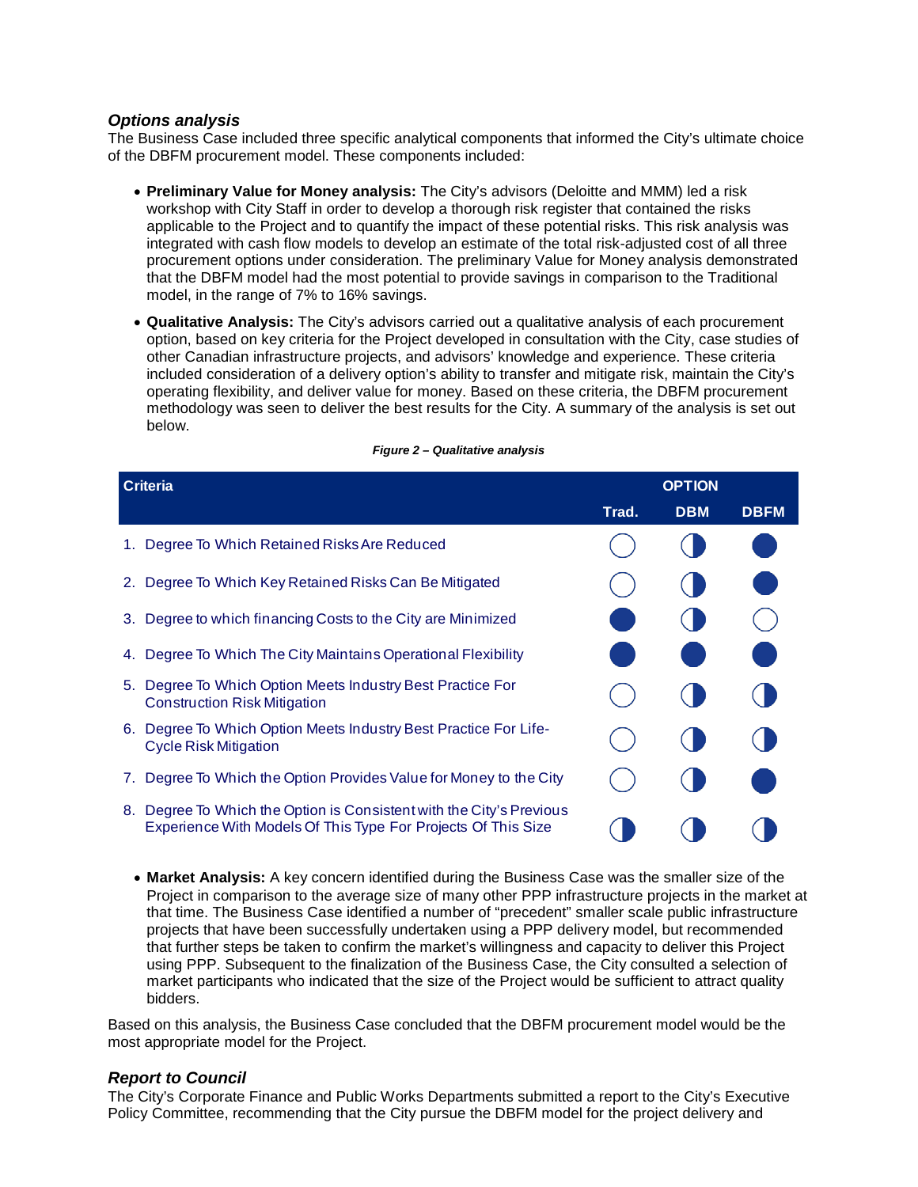### *Options analysis*

The Business Case included three specific analytical components that informed the City's ultimate choice of the DBFM procurement model. These components included:

- **Preliminary Value for Money analysis:** The City's advisors (Deloitte and MMM) led a risk workshop with City Staff in order to develop a thorough risk register that contained the risks applicable to the Project and to quantify the impact of these potential risks. This risk analysis was integrated with cash flow models to develop an estimate of the total risk-adjusted cost of all three procurement options under consideration. The preliminary Value for Money analysis demonstrated that the DBFM model had the most potential to provide savings in comparison to the Traditional model, in the range of 7% to 16% savings.
- **Qualitative Analysis:** The City's advisors carried out a qualitative analysis of each procurement option, based on key criteria for the Project developed in consultation with the City, case studies of other Canadian infrastructure projects, and advisors' knowledge and experience. These criteria included consideration of a delivery option's ability to transfer and mitigate risk, maintain the City's operating flexibility, and deliver value for money. Based on these criteria, the DBFM procurement methodology was seen to deliver the best results for the City. A summary of the analysis is set out below.

***Figure 2 – Qualitative analysis***

| Criteria | OPTION | | |
|---|---|---|---|
| | Trad. | DBM | DBFM |
| 1. Degree To Which Retained Risks Are Reduced | ○ | ◐ | ● |
| 2. Degree To Which Key Retained Risks Can Be Mitigated | ○ | ◐ | ● |
| 3. Degree to which financing Costs to the City are Minimized | ● | ◐ | ○ |
| 4. Degree To Which The City Maintains Operational Flexibility | ● | ● | ● |
| 5. Degree To Which Option Meets Industry Best Practice For Construction Risk Mitigation | ○ | ◐ | ◐ |
| 6. Degree To Which Option Meets Industry Best Practice For Life-Cycle Risk Mitigation | ○ | ◐ | ◐ |
| 7. Degree To Which the Option Provides Value for Money to the City | ○ | ◐ | ● |
| 8. Degree To Which the Option is Consistent with the City's Previous Experience With Models Of This Type For Projects Of This Size | ◐ | ◐ | ◐ |

- **Market Analysis:** A key concern identified during the Business Case was the smaller size of the Project in comparison to the average size of many other PPP infrastructure projects in the market at that time. The Business Case identified a number of "precedent" smaller scale public infrastructure projects that have been successfully undertaken using a PPP delivery model, but recommended that further steps be taken to confirm the market's willingness and capacity to deliver this Project using PPP. Subsequent to the finalization of the Business Case, the City consulted a selection of market participants who indicated that the size of the Project would be sufficient to attract quality bidders.

Based on this analysis, the Business Case concluded that the DBFM procurement model would be the most appropriate model for the Project.

### *Report to Council*

The City's Corporate Finance and Public Works Departments submitted a report to the City's Executive Policy Committee, recommending that the City pursue the DBFM model for the project delivery and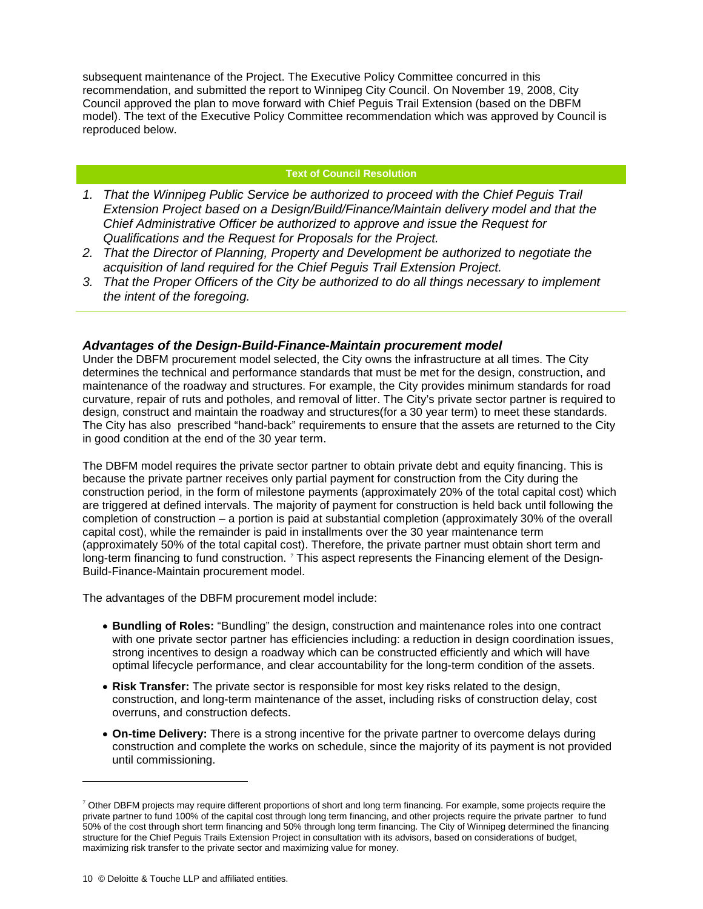subsequent maintenance of the Project. The Executive Policy Committee concurred in this recommendation, and submitted the report to Winnipeg City Council. On November 19, 2008, City Council approved the plan to move forward with Chief Peguis Trail Extension (based on the DBFM model). The text of the Executive Policy Committee recommendation which was approved by Council is reproduced below.

**Text of Council Resolution**

1. *That the Winnipeg Public Service be authorized to proceed with the Chief Peguis Trail Extension Project based on a Design/Build/Finance/Maintain delivery model and that the Chief Administrative Officer be authorized to approve and issue the Request for Qualifications and the Request for Proposals for the Project.*
2. *That the Director of Planning, Property and Development be authorized to negotiate the acquisition of land required for the Chief Peguis Trail Extension Project.*
3. *That the Proper Officers of the City be authorized to do all things necessary to implement the intent of the foregoing.*

### *Advantages of the Design-Build-Finance-Maintain procurement model*

Under the DBFM procurement model selected, the City owns the infrastructure at all times. The City determines the technical and performance standards that must be met for the design, construction, and maintenance of the roadway and structures. For example, the City provides minimum standards for road curvature, repair of ruts and potholes, and removal of litter. The City's private sector partner is required to design, construct and maintain the roadway and structures(for a 30 year term) to meet these standards. The City has also prescribed "hand-back" requirements to ensure that the assets are returned to the City in good condition at the end of the 30 year term.

The DBFM model requires the private sector partner to obtain private debt and equity financing. This is because the private partner receives only partial payment for construction from the City during the construction period, in the form of milestone payments (approximately 20% of the total capital cost) which are triggered at defined intervals. The majority of payment for construction is held back until following the completion of construction – a portion is paid at substantial completion (approximately 30% of the overall capital cost), while the remainder is paid in installments over the 30 year maintenance term (approximately 50% of the total capital cost). Therefore, the private partner must obtain short term and long-term financing to fund construction. [7] This aspect represents the Financing element of the Design-Build-Finance-Maintain procurement model.

The advantages of the DBFM procurement model include:

- **Bundling of Roles:** "Bundling" the design, construction and maintenance roles into one contract with one private sector partner has efficiencies including: a reduction in design coordination issues, strong incentives to design a roadway which can be constructed efficiently and which will have optimal lifecycle performance, and clear accountability for the long-term condition of the assets.
- **Risk Transfer:** The private sector is responsible for most key risks related to the design, construction, and long-term maintenance of the asset, including risks of construction delay, cost overruns, and construction defects.
- **On-time Delivery:** There is a strong incentive for the private partner to overcome delays during construction and complete the works on schedule, since the majority of its payment is not provided until commissioning.

---

[7] Other DBFM projects may require different proportions of short and long term financing. For example, some projects require the private partner to fund 100% of the capital cost through long term financing, and other projects require the private partner to fund 50% of the cost through short term financing and 50% through long term financing. The City of Winnipeg determined the financing structure for the Chief Peguis Trails Extension Project in consultation with its advisors, based on considerations of budget, maximizing risk transfer to the private sector and maximizing value for money.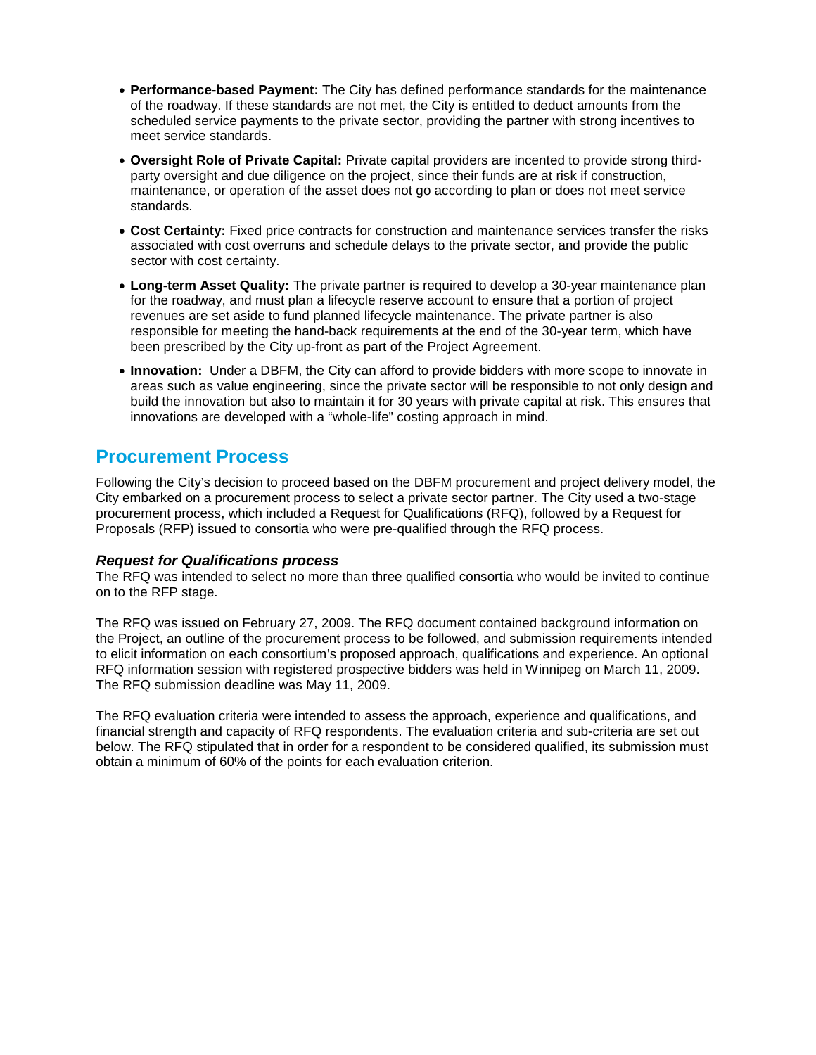- **Performance-based Payment:** The City has defined performance standards for the maintenance of the roadway. If these standards are not met, the City is entitled to deduct amounts from the scheduled service payments to the private sector, providing the partner with strong incentives to meet service standards.
- **Oversight Role of Private Capital:** Private capital providers are incented to provide strong third-party oversight and due diligence on the project, since their funds are at risk if construction, maintenance, or operation of the asset does not go according to plan or does not meet service standards.
- **Cost Certainty:** Fixed price contracts for construction and maintenance services transfer the risks associated with cost overruns and schedule delays to the private sector, and provide the public sector with cost certainty.
- **Long-term Asset Quality:** The private partner is required to develop a 30-year maintenance plan for the roadway, and must plan a lifecycle reserve account to ensure that a portion of project revenues are set aside to fund planned lifecycle maintenance. The private partner is also responsible for meeting the hand-back requirements at the end of the 30-year term, which have been prescribed by the City up-front as part of the Project Agreement.
- **Innovation:** Under a DBFM, the City can afford to provide bidders with more scope to innovate in areas such as value engineering, since the private sector will be responsible to not only design and build the innovation but also to maintain it for 30 years with private capital at risk. This ensures that innovations are developed with a "whole-life" costing approach in mind.

## Procurement Process

Following the City's decision to proceed based on the DBFM procurement and project delivery model, the City embarked on a procurement process to select a private sector partner. The City used a two-stage procurement process, which included a Request for Qualifications (RFQ), followed by a Request for Proposals (RFP) issued to consortia who were pre-qualified through the RFQ process.

### *Request for Qualifications process*

The RFQ was intended to select no more than three qualified consortia who would be invited to continue on to the RFP stage.

The RFQ was issued on February 27, 2009. The RFQ document contained background information on the Project, an outline of the procurement process to be followed, and submission requirements intended to elicit information on each consortium's proposed approach, qualifications and experience. An optional RFQ information session with registered prospective bidders was held in Winnipeg on March 11, 2009. The RFQ submission deadline was May 11, 2009.

The RFQ evaluation criteria were intended to assess the approach, experience and qualifications, and financial strength and capacity of RFQ respondents. The evaluation criteria and sub-criteria are set out below. The RFQ stipulated that in order for a respondent to be considered qualified, its submission must obtain a minimum of 60% of the points for each evaluation criterion.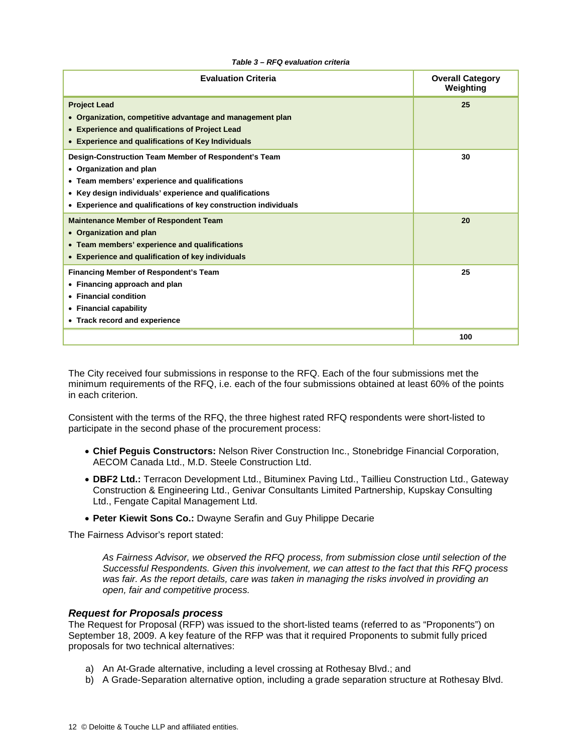*Table 3 – RFQ evaluation criteria*

| Evaluation Criteria | Overall Category Weighting |
|---|---|
| **Project Lead**<br>• **Organization, competitive advantage and management plan**<br>• **Experience and qualifications of Project Lead**<br>• **Experience and qualifications of Key Individuals** | **25** |
| **Design-Construction Team Member of Respondent's Team**<br>• **Organization and plan**<br>• **Team members' experience and qualifications**<br>• **Key design individuals' experience and qualifications**<br>• **Experience and qualifications of key construction individuals** | **30** |
| **Maintenance Member of Respondent Team**<br>• **Organization and plan**<br>• **Team members' experience and qualifications**<br>• **Experience and qualification of key individuals** | **20** |
| **Financing Member of Respondent's Team**<br>• **Financing approach and plan**<br>• **Financial condition**<br>• **Financial capability**<br>• **Track record and experience** | **25** |
| | **100** |

The City received four submissions in response to the RFQ. Each of the four submissions met the minimum requirements of the RFQ, i.e. each of the four submissions obtained at least 60% of the points in each criterion.

Consistent with the terms of the RFQ, the three highest rated RFQ respondents were short-listed to participate in the second phase of the procurement process:

- **Chief Peguis Constructors:** Nelson River Construction Inc., Stonebridge Financial Corporation, AECOM Canada Ltd., M.D. Steele Construction Ltd.
- **DBF2 Ltd.:** Terracon Development Ltd., Bituminex Paving Ltd., Taillieu Construction Ltd., Gateway Construction & Engineering Ltd., Genivar Consultants Limited Partnership, Kupskay Consulting Ltd., Fengate Capital Management Ltd.
- **Peter Kiewit Sons Co.:** Dwayne Serafin and Guy Philippe Decarie

The Fairness Advisor's report stated:

> *As Fairness Advisor, we observed the RFQ process, from submission close until selection of the Successful Respondents. Given this involvement, we can attest to the fact that this RFQ process was fair. As the report details, care was taken in managing the risks involved in providing an open, fair and competitive process.*

### *Request for Proposals process*

The Request for Proposal (RFP) was issued to the short-listed teams (referred to as "Proponents") on September 18, 2009. A key feature of the RFP was that it required Proponents to submit fully priced proposals for two technical alternatives:

a) An At-Grade alternative, including a level crossing at Rothesay Blvd.; and
b) A Grade-Separation alternative option, including a grade separation structure at Rothesay Blvd.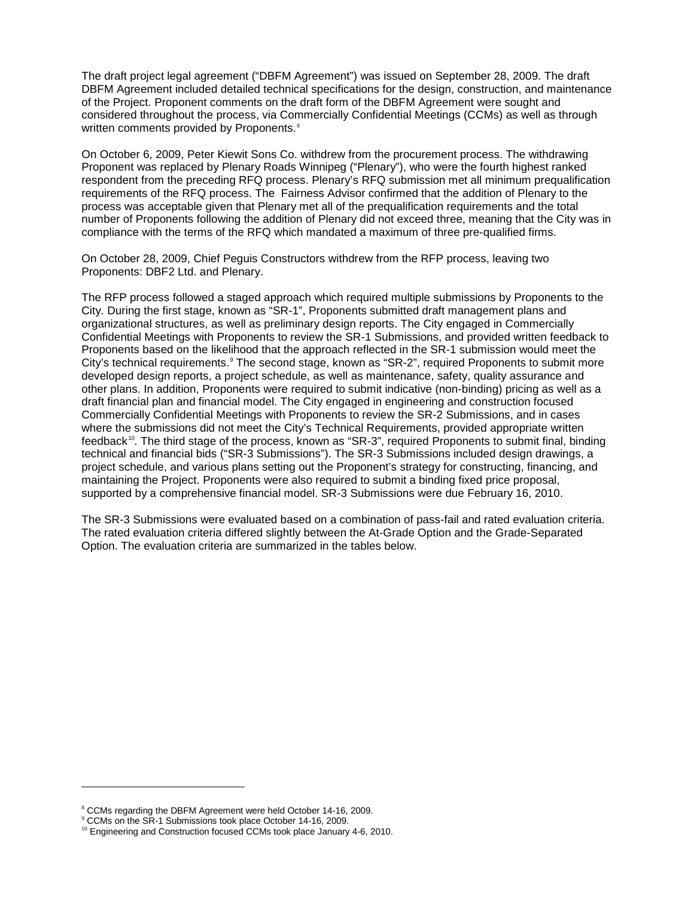The draft project legal agreement ("DBFM Agreement") was issued on September 28, 2009. The draft DBFM Agreement included detailed technical specifications for the design, construction, and maintenance of the Project. Proponent comments on the draft form of the DBFM Agreement were sought and considered throughout the process, via Commercially Confidential Meetings (CCMs) as well as through written comments provided by Proponents.[8]

On October 6, 2009, Peter Kiewit Sons Co. withdrew from the procurement process. The withdrawing Proponent was replaced by Plenary Roads Winnipeg ("Plenary"), who were the fourth highest ranked respondent from the preceding RFQ process. Plenary's RFQ submission met all minimum prequalification requirements of the RFQ process. The Fairness Advisor confirmed that the addition of Plenary to the process was acceptable given that Plenary met all of the prequalification requirements and the total number of Proponents following the addition of Plenary did not exceed three, meaning that the City was in compliance with the terms of the RFQ which mandated a maximum of three pre-qualified firms.

On October 28, 2009, Chief Peguis Constructors withdrew from the RFP process, leaving two Proponents: DBF2 Ltd. and Plenary.

The RFP process followed a staged approach which required multiple submissions by Proponents to the City. During the first stage, known as "SR-1", Proponents submitted draft management plans and organizational structures, as well as preliminary design reports. The City engaged in Commercially Confidential Meetings with Proponents to review the SR-1 Submissions, and provided written feedback to Proponents based on the likelihood that the approach reflected in the SR-1 submission would meet the City's technical requirements.[9] The second stage, known as "SR-2", required Proponents to submit more developed design reports, a project schedule, as well as maintenance, safety, quality assurance and other plans. In addition, Proponents were required to submit indicative (non-binding) pricing as well as a draft financial plan and financial model. The City engaged in engineering and construction focused Commercially Confidential Meetings with Proponents to review the SR-2 Submissions, and in cases where the submissions did not meet the City's Technical Requirements, provided appropriate written feedback[10]. The third stage of the process, known as "SR-3", required Proponents to submit final, binding technical and financial bids ("SR-3 Submissions"). The SR-3 Submissions included design drawings, a project schedule, and various plans setting out the Proponent's strategy for constructing, financing, and maintaining the Project. Proponents were also required to submit a binding fixed price proposal, supported by a comprehensive financial model. SR-3 Submissions were due February 16, 2010.

The SR-3 Submissions were evaluated based on a combination of pass-fail and rated evaluation criteria. The rated evaluation criteria differed slightly between the At-Grade Option and the Grade-Separated Option. The evaluation criteria are summarized in the tables below.

---

[8] CCMs regarding the DBFM Agreement were held October 14-16, 2009.

[9] CCMs on the SR-1 Submissions took place October 14-16, 2009.

[10] Engineering and Construction focused CCMs took place January 4-6, 2010.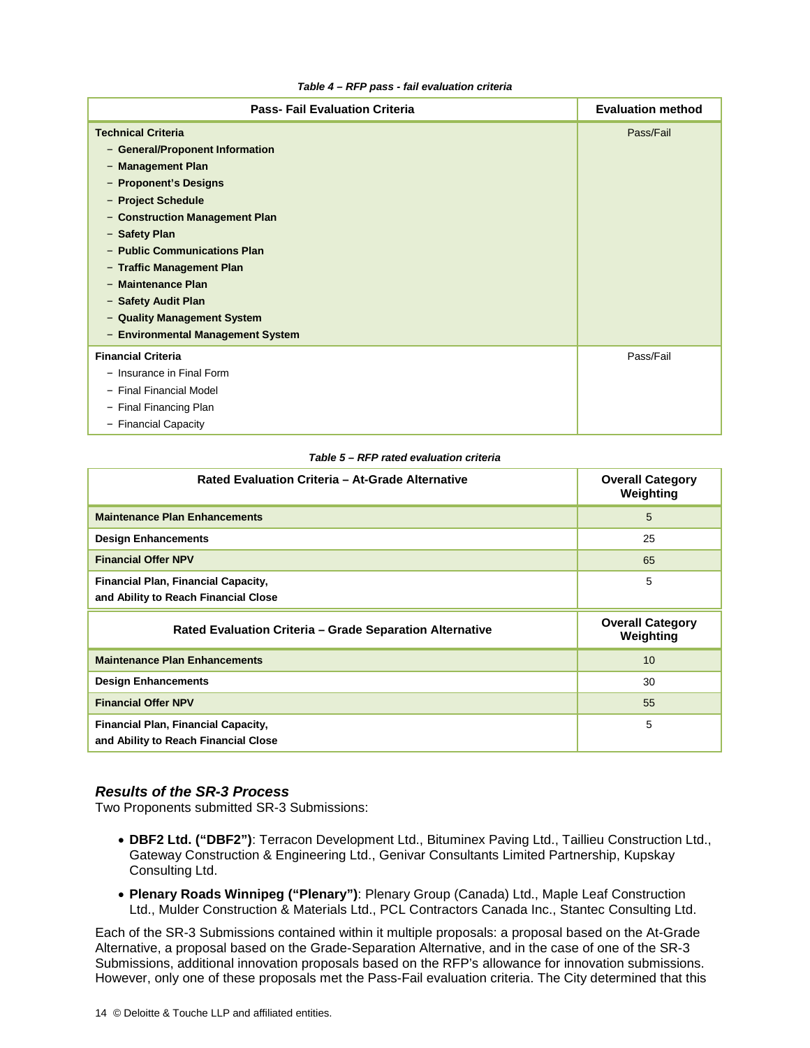*Table 4 – RFP pass - fail evaluation criteria*

| Pass- Fail Evaluation Criteria | Evaluation method |
|---|---|
| **Technical Criteria**<br>– **General/Proponent Information**<br>– **Management Plan**<br>– **Proponent's Designs**<br>– **Project Schedule**<br>– **Construction Management Plan**<br>– **Safety Plan**<br>– **Public Communications Plan**<br>– **Traffic Management Plan**<br>– **Maintenance Plan**<br>– **Safety Audit Plan**<br>– **Quality Management System**<br>– **Environmental Management System** | Pass/Fail |
| **Financial Criteria**<br>– Insurance in Final Form<br>– Final Financial Model<br>– Final Financing Plan<br>– Financial Capacity | Pass/Fail |

*Table 5 – RFP rated evaluation criteria*

| Rated Evaluation Criteria – At-Grade Alternative | Overall Category Weighting |
|---|---|
| **Maintenance Plan Enhancements** | 5 |
| **Design Enhancements** | 25 |
| **Financial Offer NPV** | 65 |
| **Financial Plan, Financial Capacity, and Ability to Reach Financial Close** | 5 |
| **Rated Evaluation Criteria – Grade Separation Alternative** | **Overall Category Weighting** |
| **Maintenance Plan Enhancements** | 10 |
| **Design Enhancements** | 30 |
| **Financial Offer NPV** | 55 |
| **Financial Plan, Financial Capacity, and Ability to Reach Financial Close** | 5 |

### *Results of the SR-3 Process*

Two Proponents submitted SR-3 Submissions:

- **DBF2 Ltd. ("DBF2")**: Terracon Development Ltd., Bituminex Paving Ltd., Taillieu Construction Ltd., Gateway Construction & Engineering Ltd., Genivar Consultants Limited Partnership, Kupskay Consulting Ltd.
- **Plenary Roads Winnipeg ("Plenary")**: Plenary Group (Canada) Ltd., Maple Leaf Construction Ltd., Mulder Construction & Materials Ltd., PCL Contractors Canada Inc., Stantec Consulting Ltd.

Each of the SR-3 Submissions contained within it multiple proposals: a proposal based on the At-Grade Alternative, a proposal based on the Grade-Separation Alternative, and in the case of one of the SR-3 Submissions, additional innovation proposals based on the RFP's allowance for innovation submissions. However, only one of these proposals met the Pass-Fail evaluation criteria. The City determined that this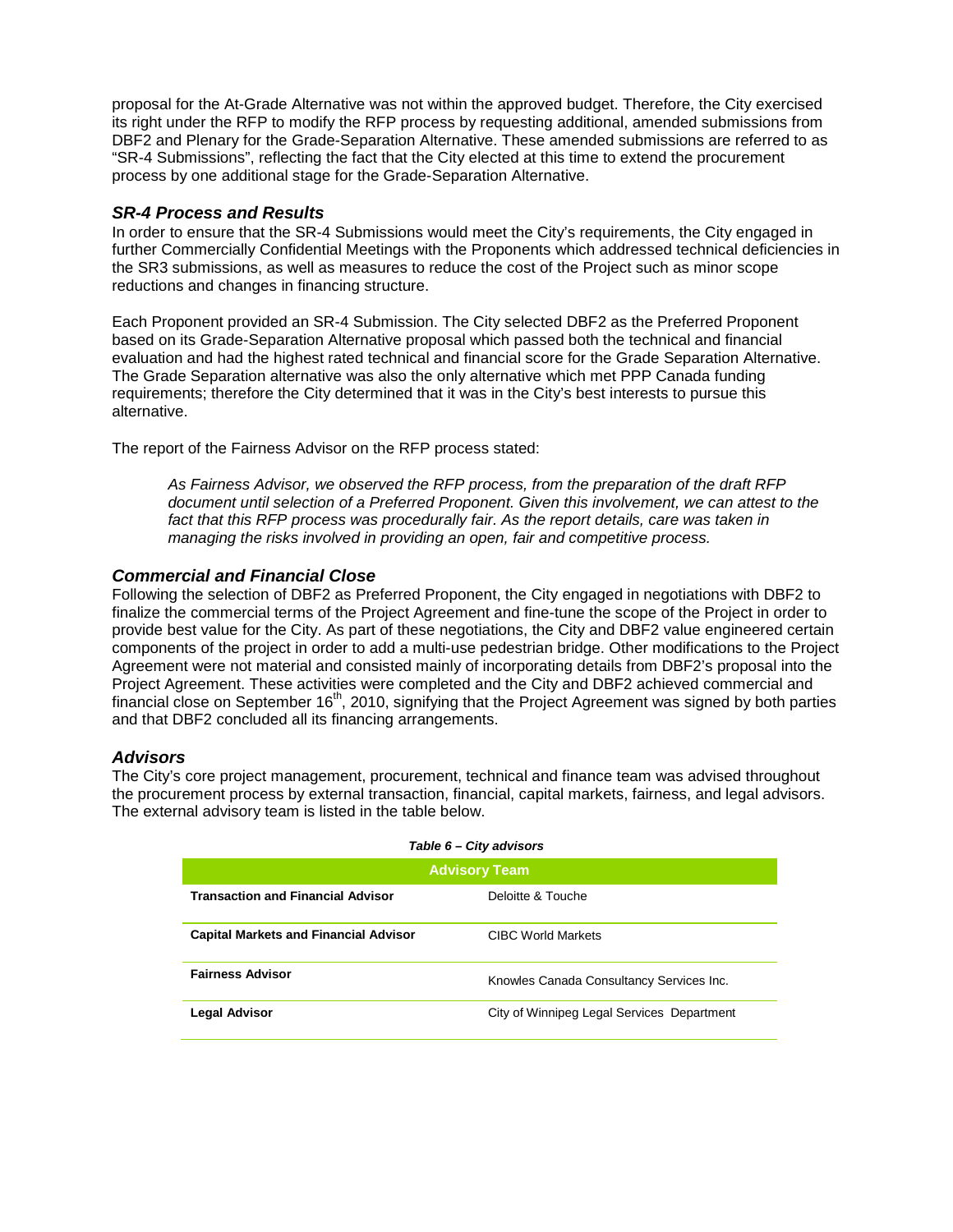proposal for the At-Grade Alternative was not within the approved budget. Therefore, the City exercised its right under the RFP to modify the RFP process by requesting additional, amended submissions from DBF2 and Plenary for the Grade-Separation Alternative. These amended submissions are referred to as "SR-4 Submissions", reflecting the fact that the City elected at this time to extend the procurement process by one additional stage for the Grade-Separation Alternative.

### *SR-4 Process and Results*

In order to ensure that the SR-4 Submissions would meet the City's requirements, the City engaged in further Commercially Confidential Meetings with the Proponents which addressed technical deficiencies in the SR3 submissions, as well as measures to reduce the cost of the Project such as minor scope reductions and changes in financing structure.

Each Proponent provided an SR-4 Submission. The City selected DBF2 as the Preferred Proponent based on its Grade-Separation Alternative proposal which passed both the technical and financial evaluation and had the highest rated technical and financial score for the Grade Separation Alternative. The Grade Separation alternative was also the only alternative which met PPP Canada funding requirements; therefore the City determined that it was in the City's best interests to pursue this alternative.

The report of the Fairness Advisor on the RFP process stated:

> *As Fairness Advisor, we observed the RFP process, from the preparation of the draft RFP document until selection of a Preferred Proponent. Given this involvement, we can attest to the fact that this RFP process was procedurally fair. As the report details, care was taken in managing the risks involved in providing an open, fair and competitive process.*

### *Commercial and Financial Close*

Following the selection of DBF2 as Preferred Proponent, the City engaged in negotiations with DBF2 to finalize the commercial terms of the Project Agreement and fine-tune the scope of the Project in order to provide best value for the City. As part of these negotiations, the City and DBF2 value engineered certain components of the project in order to add a multi-use pedestrian bridge. Other modifications to the Project Agreement were not material and consisted mainly of incorporating details from DBF2's proposal into the Project Agreement. These activities were completed and the City and DBF2 achieved commercial and financial close on September 16th, 2010, signifying that the Project Agreement was signed by both parties and that DBF2 concluded all its financing arrangements.

### *Advisors*

The City's core project management, procurement, technical and finance team was advised throughout the procurement process by external transaction, financial, capital markets, fairness, and legal advisors. The external advisory team is listed in the table below.

***Table 6 – City advisors***

| Advisory Team | |
|---|---|
| **Transaction and Financial Advisor** | Deloitte & Touche |
| **Capital Markets and Financial Advisor** | CIBC World Markets |
| **Fairness Advisor** | Knowles Canada Consultancy Services Inc. |
| **Legal Advisor** | City of Winnipeg Legal Services Department |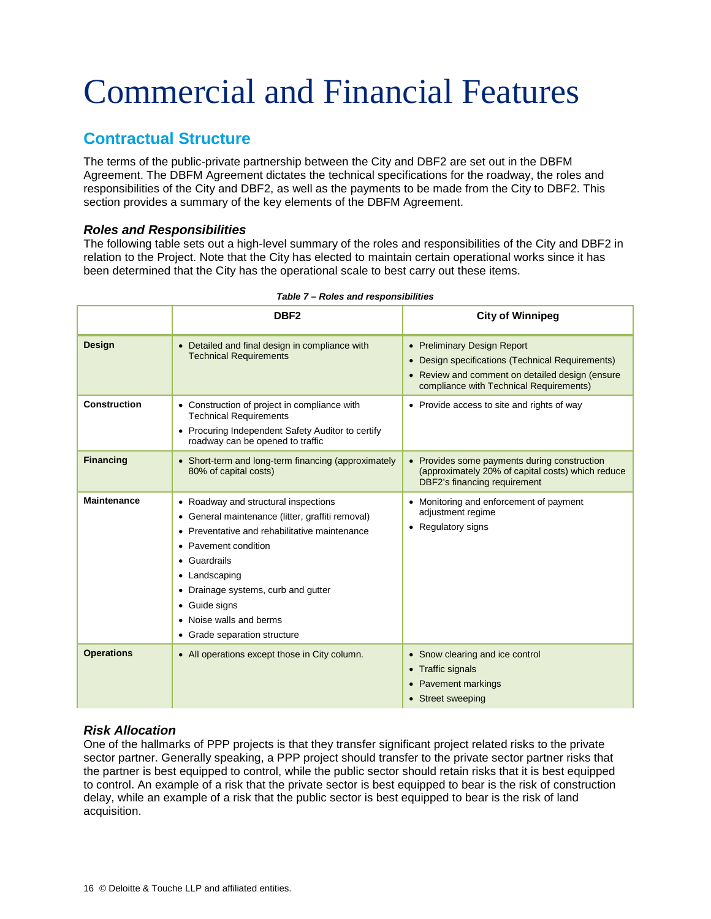# Commercial and Financial Features

## Contractual Structure

The terms of the public-private partnership between the City and DBF2 are set out in the DBFM Agreement. The DBFM Agreement dictates the technical specifications for the roadway, the roles and responsibilities of the City and DBF2, as well as the payments to be made from the City to DBF2. This section provides a summary of the key elements of the DBFM Agreement.

### *Roles and Responsibilities*

The following table sets out a high-level summary of the roles and responsibilities of the City and DBF2 in relation to the Project. Note that the City has elected to maintain certain operational works since it has been determined that the City has the operational scale to best carry out these items.

***Table 7 – Roles and responsibilities***

| | DBF2 | City of Winnipeg |
|---|---|---|
| **Design** | • Detailed and final design in compliance with Technical Requirements | • Preliminary Design Report<br>• Design specifications (Technical Requirements)<br>• Review and comment on detailed design (ensure compliance with Technical Requirements) |
| **Construction** | • Construction of project in compliance with Technical Requirements<br>• Procuring Independent Safety Auditor to certify roadway can be opened to traffic | • Provide access to site and rights of way |
| **Financing** | • Short-term and long-term financing (approximately 80% of capital costs) | • Provides some payments during construction (approximately 20% of capital costs) which reduce DBF2's financing requirement |
| **Maintenance** | • Roadway and structural inspections<br>• General maintenance (litter, graffiti removal)<br>• Preventative and rehabilitative maintenance<br>• Pavement condition<br>• Guardrails<br>• Landscaping<br>• Drainage systems, curb and gutter<br>• Guide signs<br>• Noise walls and berms<br>• Grade separation structure | • Monitoring and enforcement of payment adjustment regime<br>• Regulatory signs |
| **Operations** | • All operations except those in City column. | • Snow clearing and ice control<br>• Traffic signals<br>• Pavement markings<br>• Street sweeping |

### *Risk Allocation*

One of the hallmarks of PPP projects is that they transfer significant project related risks to the private sector partner. Generally speaking, a PPP project should transfer to the private sector partner risks that the partner is best equipped to control, while the public sector should retain risks that it is best equipped to control. An example of a risk that the private sector is best equipped to bear is the risk of construction delay, while an example of a risk that the public sector is best equipped to bear is the risk of land acquisition.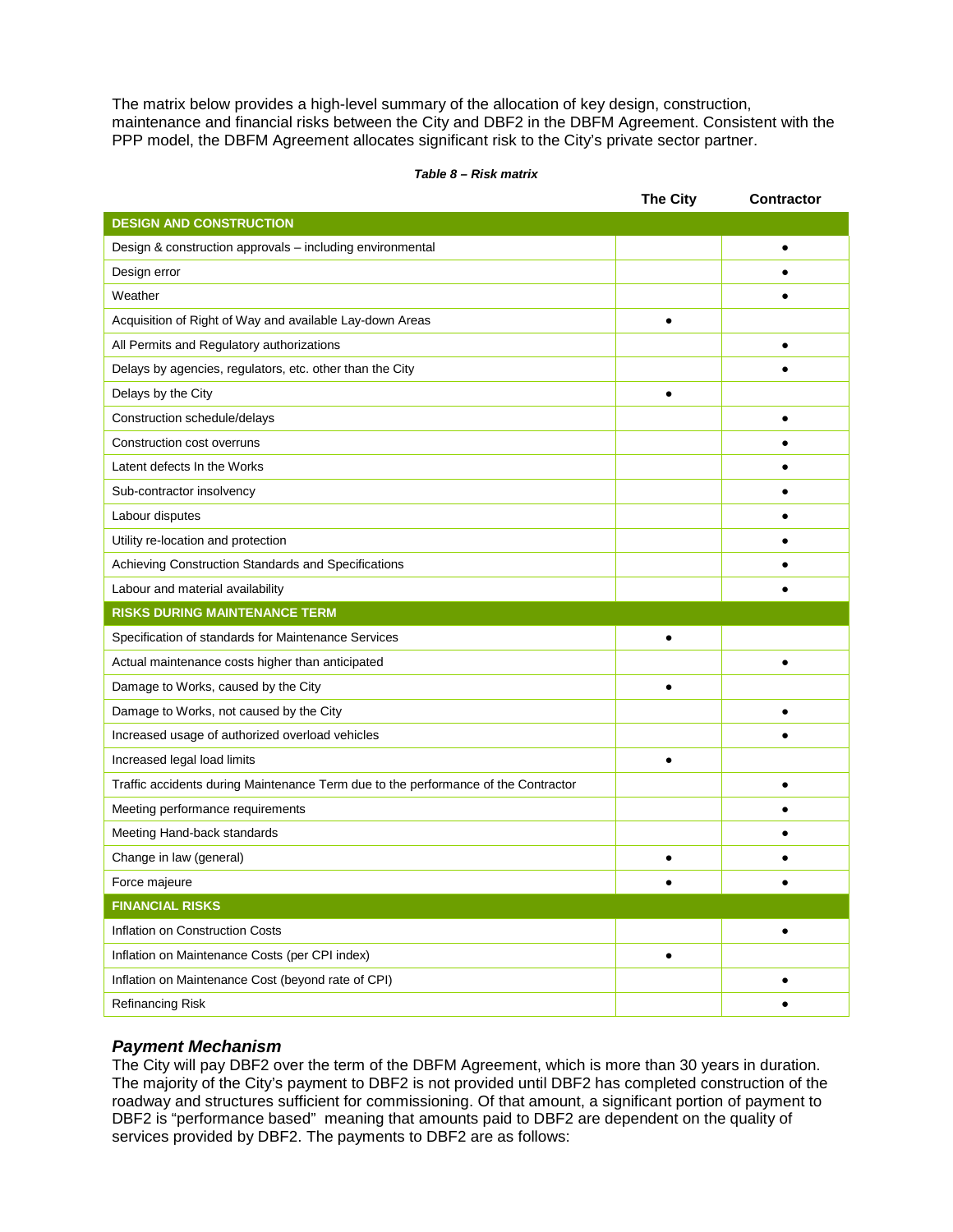The matrix below provides a high-level summary of the allocation of key design, construction, maintenance and financial risks between the City and DBF2 in the DBFM Agreement. Consistent with the PPP model, the DBFM Agreement allocates significant risk to the City's private sector partner.

***Table 8 – Risk matrix***

| | The City | Contractor |
|---|---|---|
| **DESIGN AND CONSTRUCTION** | | |
| Design & construction approvals – including environmental | | ● |
| Design error | | ● |
| Weather | | ● |
| Acquisition of Right of Way and available Lay-down Areas | ● | |
| All Permits and Regulatory authorizations | | ● |
| Delays by agencies, regulators, etc. other than the City | | ● |
| Delays by the City | ● | |
| Construction schedule/delays | | ● |
| Construction cost overruns | | ● |
| Latent defects In the Works | | ● |
| Sub-contractor insolvency | | ● |
| Labour disputes | | ● |
| Utility re-location and protection | | ● |
| Achieving Construction Standards and Specifications | | ● |
| Labour and material availability | | ● |
| **RISKS DURING MAINTENANCE TERM** | | |
| Specification of standards for Maintenance Services | ● | |
| Actual maintenance costs higher than anticipated | | ● |
| Damage to Works, caused by the City | ● | |
| Damage to Works, not caused by the City | | ● |
| Increased usage of authorized overload vehicles | | ● |
| Increased legal load limits | ● | |
| Traffic accidents during Maintenance Term due to the performance of the Contractor | | ● |
| Meeting performance requirements | | ● |
| Meeting Hand-back standards | | ● |
| Change in law (general) | ● | ● |
| Force majeure | ● | ● |
| **FINANCIAL RISKS** | | |
| Inflation on Construction Costs | | ● |
| Inflation on Maintenance Costs (per CPI index) | ● | |
| Inflation on Maintenance Cost (beyond rate of CPI) | | ● |
| Refinancing Risk | | ● |

### *Payment Mechanism*

The City will pay DBF2 over the term of the DBFM Agreement, which is more than 30 years in duration. The majority of the City's payment to DBF2 is not provided until DBF2 has completed construction of the roadway and structures sufficient for commissioning. Of that amount, a significant portion of payment to DBF2 is "performance based" meaning that amounts paid to DBF2 are dependent on the quality of services provided by DBF2. The payments to DBF2 are as follows: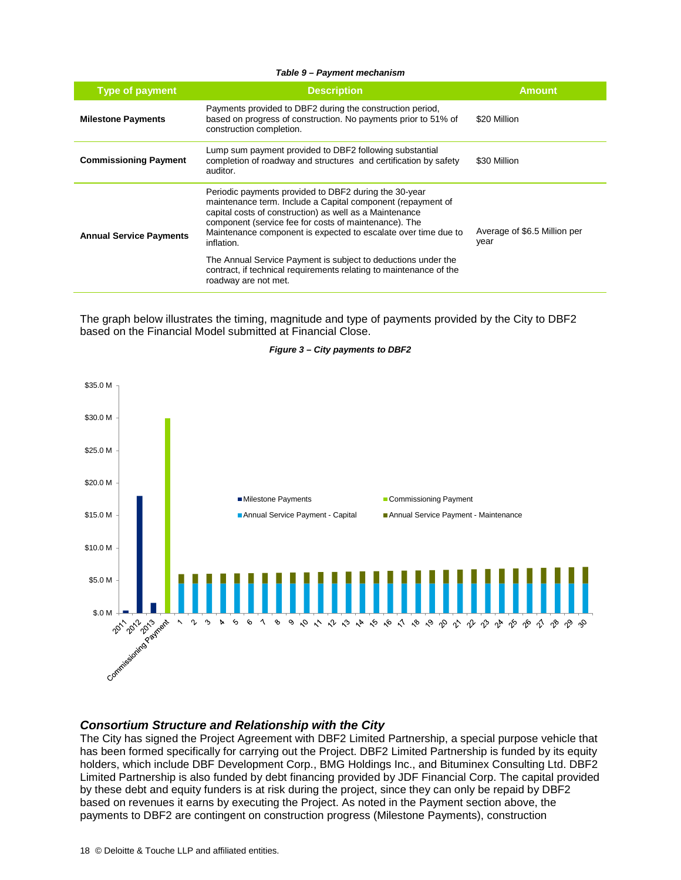*Table 9 – Payment mechanism*

| Type of payment | Description | Amount |
|---|---|---|
| **Milestone Payments** | Payments provided to DBF2 during the construction period, based on progress of construction. No payments prior to 51% of construction completion. | $20 Million |
| **Commissioning Payment** | Lump sum payment provided to DBF2 following substantial completion of roadway and structures and certification by safety auditor. | $30 Million |
| **Annual Service Payments** | Periodic payments provided to DBF2 during the 30-year maintenance term. Include a Capital component (repayment of capital costs of construction) as well as a Maintenance component (service fee for costs of maintenance). The Maintenance component is expected to escalate over time due to inflation.<br><br>The Annual Service Payment is subject to deductions under the contract, if technical requirements relating to maintenance of the roadway are not met. | Average of $6.5 Million per year |

The graph below illustrates the timing, magnitude and type of payments provided by the City to DBF2 based on the Financial Model submitted at Financial Close.

*Figure 3 – City payments to DBF2*

### Consortium Structure and Relationship with the City

The City has signed the Project Agreement with DBF2 Limited Partnership, a special purpose vehicle that has been formed specifically for carrying out the Project. DBF2 Limited Partnership is funded by its equity holders, which include DBF Development Corp., BMG Holdings Inc., and Bituminex Consulting Ltd. DBF2 Limited Partnership is also funded by debt financing provided by JDF Financial Corp. The capital provided by these debt and equity funders is at risk during the project, since they can only be repaid by DBF2 based on revenues it earns by executing the Project. As noted in the Payment section above, the payments to DBF2 are contingent on construction progress (Milestone Payments), construction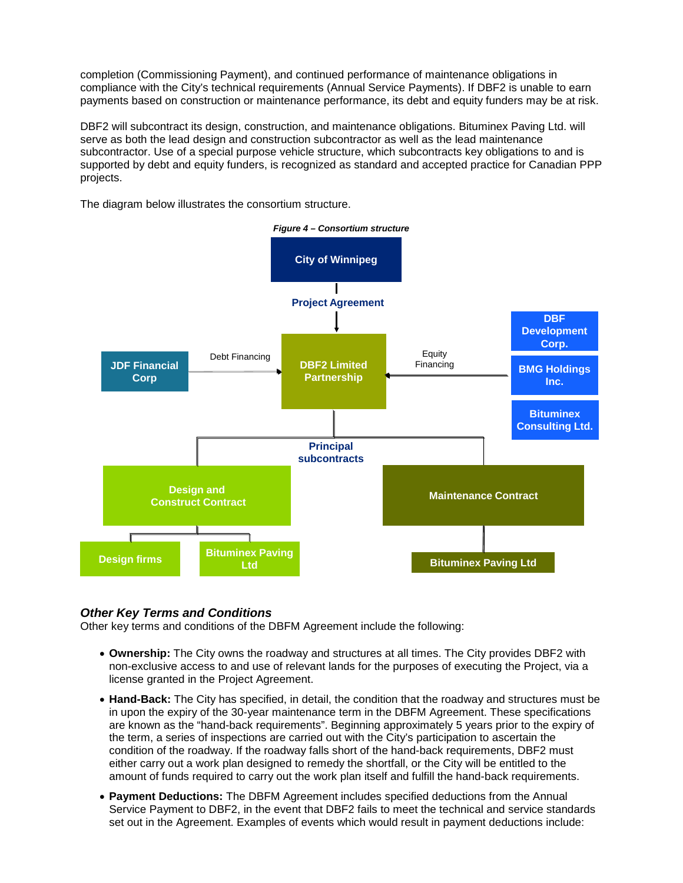completion (Commissioning Payment), and continued performance of maintenance obligations in compliance with the City's technical requirements (Annual Service Payments). If DBF2 is unable to earn payments based on construction or maintenance performance, its debt and equity funders may be at risk.

DBF2 will subcontract its design, construction, and maintenance obligations. Bituminex Paving Ltd. will serve as both the lead design and construction subcontractor as well as the lead maintenance subcontractor. Use of a special purpose vehicle structure, which subcontracts key obligations to and is supported by debt and equity funders, is recognized as standard and accepted practice for Canadian PPP projects.

The diagram below illustrates the consortium structure.

*Figure 4 – Consortium structure*

City of Winnipeg

Project Agreement

DBF2 Limited Partnership

JDF Financial Corp — Debt Financing

DBF Development Corp., BMG Holdings Inc., Bituminex Consulting Ltd. — Equity Financing

Principal subcontracts

Design and Construct Contract: Design firms; Bituminex Paving Ltd

Maintenance Contract: Bituminex Paving Ltd

### *Other Key Terms and Conditions*

Other key terms and conditions of the DBFM Agreement include the following:

- **Ownership:** The City owns the roadway and structures at all times. The City provides DBF2 with non-exclusive access to and use of relevant lands for the purposes of executing the Project, via a license granted in the Project Agreement.
- **Hand-Back:** The City has specified, in detail, the condition that the roadway and structures must be in upon the expiry of the 30-year maintenance term in the DBFM Agreement. These specifications are known as the "hand-back requirements". Beginning approximately 5 years prior to the expiry of the term, a series of inspections are carried out with the City's participation to ascertain the condition of the roadway. If the roadway falls short of the hand-back requirements, DBF2 must either carry out a work plan designed to remedy the shortfall, or the City will be entitled to the amount of funds required to carry out the work plan itself and fulfill the hand-back requirements.
- **Payment Deductions:** The DBFM Agreement includes specified deductions from the Annual Service Payment to DBF2, in the event that DBF2 fails to meet the technical and service standards set out in the Agreement. Examples of events which would result in payment deductions include: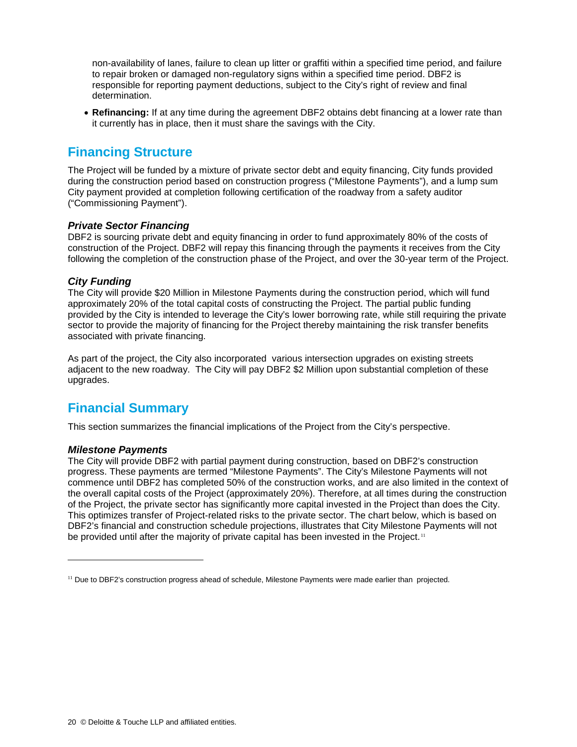non-availability of lanes, failure to clean up litter or graffiti within a specified time period, and failure to repair broken or damaged non-regulatory signs within a specified time period. DBF2 is responsible for reporting payment deductions, subject to the City's right of review and final determination.

- **Refinancing:** If at any time during the agreement DBF2 obtains debt financing at a lower rate than it currently has in place, then it must share the savings with the City.

## Financing Structure

The Project will be funded by a mixture of private sector debt and equity financing, City funds provided during the construction period based on construction progress ("Milestone Payments"), and a lump sum City payment provided at completion following certification of the roadway from a safety auditor ("Commissioning Payment").

### *Private Sector Financing*

DBF2 is sourcing private debt and equity financing in order to fund approximately 80% of the costs of construction of the Project. DBF2 will repay this financing through the payments it receives from the City following the completion of the construction phase of the Project, and over the 30-year term of the Project.

### *City Funding*

The City will provide $20 Million in Milestone Payments during the construction period, which will fund approximately 20% of the total capital costs of constructing the Project. The partial public funding provided by the City is intended to leverage the City's lower borrowing rate, while still requiring the private sector to provide the majority of financing for the Project thereby maintaining the risk transfer benefits associated with private financing.

As part of the project, the City also incorporated various intersection upgrades on existing streets adjacent to the new roadway. The City will pay DBF2 $2 Million upon substantial completion of these upgrades.

## Financial Summary

This section summarizes the financial implications of the Project from the City's perspective.

### *Milestone Payments*

The City will provide DBF2 with partial payment during construction, based on DBF2's construction progress. These payments are termed "Milestone Payments". The City's Milestone Payments will not commence until DBF2 has completed 50% of the construction works, and are also limited in the context of the overall capital costs of the Project (approximately 20%). Therefore, at all times during the construction of the Project, the private sector has significantly more capital invested in the Project than does the City. This optimizes transfer of Project-related risks to the private sector. The chart below, which is based on DBF2's financial and construction schedule projections, illustrates that City Milestone Payments will not be provided until after the majority of private capital has been invested in the Project.[11]

[11] Due to DBF2's construction progress ahead of schedule, Milestone Payments were made earlier than projected.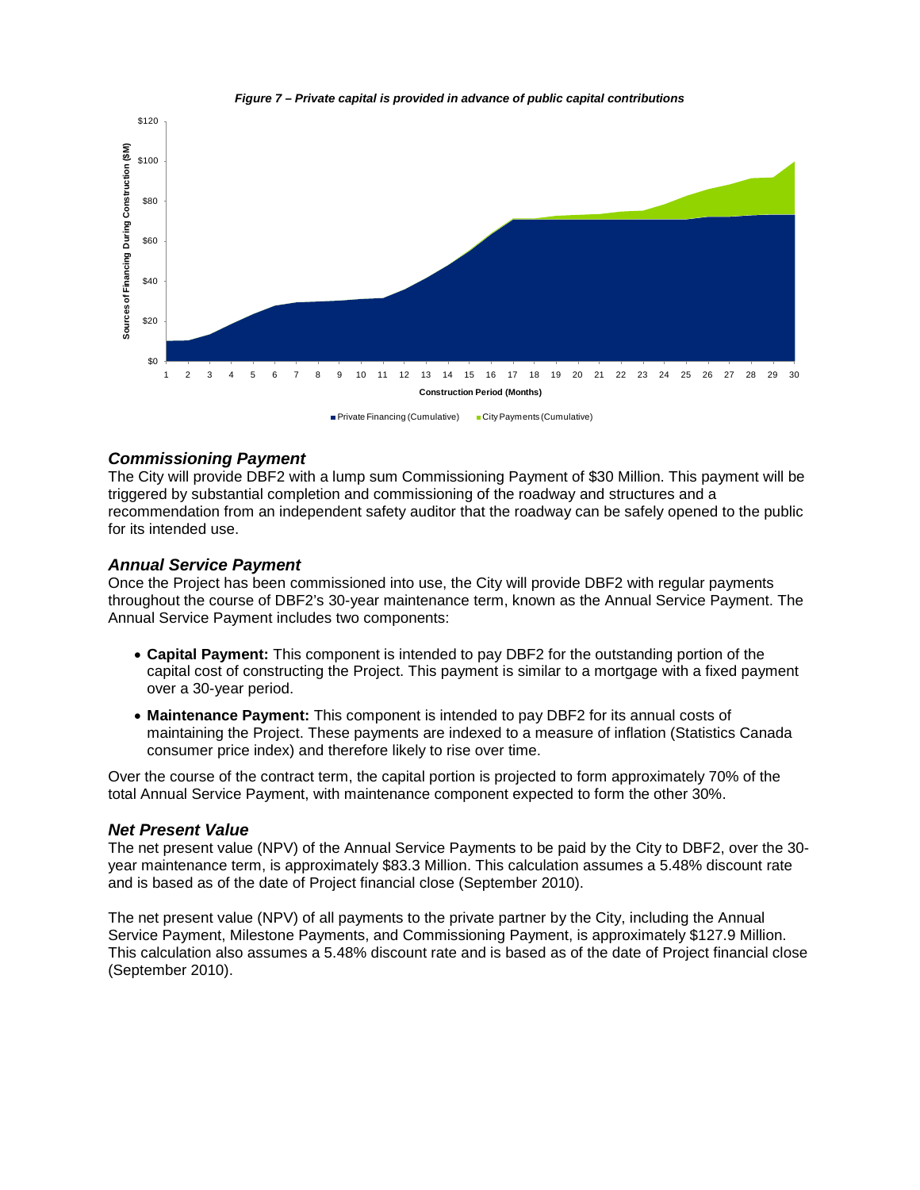*Figure 7 – Private capital is provided in advance of public capital contributions*

### *Commissioning Payment*

The City will provide DBF2 with a lump sum Commissioning Payment of $30 Million. This payment will be triggered by substantial completion and commissioning of the roadway and structures and a recommendation from an independent safety auditor that the roadway can be safely opened to the public for its intended use.

### *Annual Service Payment*

Once the Project has been commissioned into use, the City will provide DBF2 with regular payments throughout the course of DBF2's 30-year maintenance term, known as the Annual Service Payment. The Annual Service Payment includes two components:

- **Capital Payment:** This component is intended to pay DBF2 for the outstanding portion of the capital cost of constructing the Project. This payment is similar to a mortgage with a fixed payment over a 30-year period.
- **Maintenance Payment:** This component is intended to pay DBF2 for its annual costs of maintaining the Project. These payments are indexed to a measure of inflation (Statistics Canada consumer price index) and therefore likely to rise over time.

Over the course of the contract term, the capital portion is projected to form approximately 70% of the total Annual Service Payment, with maintenance component expected to form the other 30%.

### *Net Present Value*

The net present value (NPV) of the Annual Service Payments to be paid by the City to DBF2, over the 30-year maintenance term, is approximately $83.3 Million. This calculation assumes a 5.48% discount rate and is based as of the date of Project financial close (September 2010).

The net present value (NPV) of all payments to the private partner by the City, including the Annual Service Payment, Milestone Payments, and Commissioning Payment, is approximately $127.9 Million. This calculation also assumes a 5.48% discount rate and is based as of the date of Project financial close (September 2010).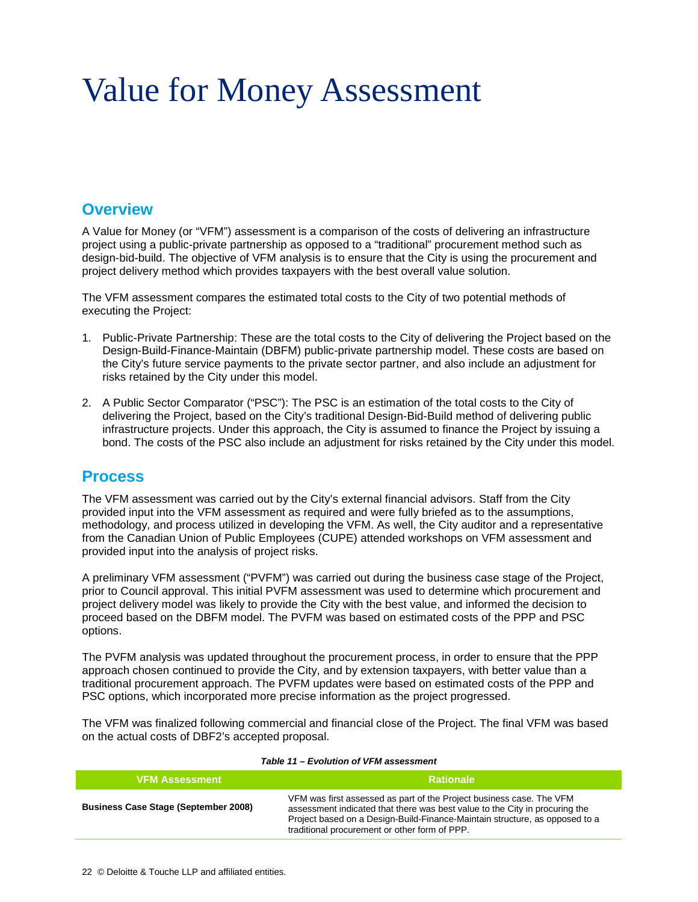# Value for Money Assessment

## Overview

A Value for Money (or "VFM") assessment is a comparison of the costs of delivering an infrastructure project using a public-private partnership as opposed to a "traditional" procurement method such as design-bid-build. The objective of VFM analysis is to ensure that the City is using the procurement and project delivery method which provides taxpayers with the best overall value solution.

The VFM assessment compares the estimated total costs to the City of two potential methods of executing the Project:

1. Public-Private Partnership: These are the total costs to the City of delivering the Project based on the Design-Build-Finance-Maintain (DBFM) public-private partnership model. These costs are based on the City's future service payments to the private sector partner, and also include an adjustment for risks retained by the City under this model.

2. A Public Sector Comparator ("PSC"): The PSC is an estimation of the total costs to the City of delivering the Project, based on the City's traditional Design-Bid-Build method of delivering public infrastructure projects. Under this approach, the City is assumed to finance the Project by issuing a bond. The costs of the PSC also include an adjustment for risks retained by the City under this model.

## Process

The VFM assessment was carried out by the City's external financial advisors. Staff from the City provided input into the VFM assessment as required and were fully briefed as to the assumptions, methodology, and process utilized in developing the VFM. As well, the City auditor and a representative from the Canadian Union of Public Employees (CUPE) attended workshops on VFM assessment and provided input into the analysis of project risks.

A preliminary VFM assessment ("PVFM") was carried out during the business case stage of the Project, prior to Council approval. This initial PVFM assessment was used to determine which procurement and project delivery model was likely to provide the City with the best value, and informed the decision to proceed based on the DBFM model. The PVFM was based on estimated costs of the PPP and PSC options.

The PVFM analysis was updated throughout the procurement process, in order to ensure that the PPP approach chosen continued to provide the City, and by extension taxpayers, with better value than a traditional procurement approach. The PVFM updates were based on estimated costs of the PPP and PSC options, which incorporated more precise information as the project progressed.

The VFM was finalized following commercial and financial close of the Project. The final VFM was based on the actual costs of DBF2's accepted proposal.

***Table 11 – Evolution of VFM assessment***

| VFM Assessment | Rationale |
|---|---|
| **Business Case Stage (September 2008)** | VFM was first assessed as part of the Project business case. The VFM assessment indicated that there was best value to the City in procuring the Project based on a Design-Build-Finance-Maintain structure, as opposed to a traditional procurement or other form of PPP. |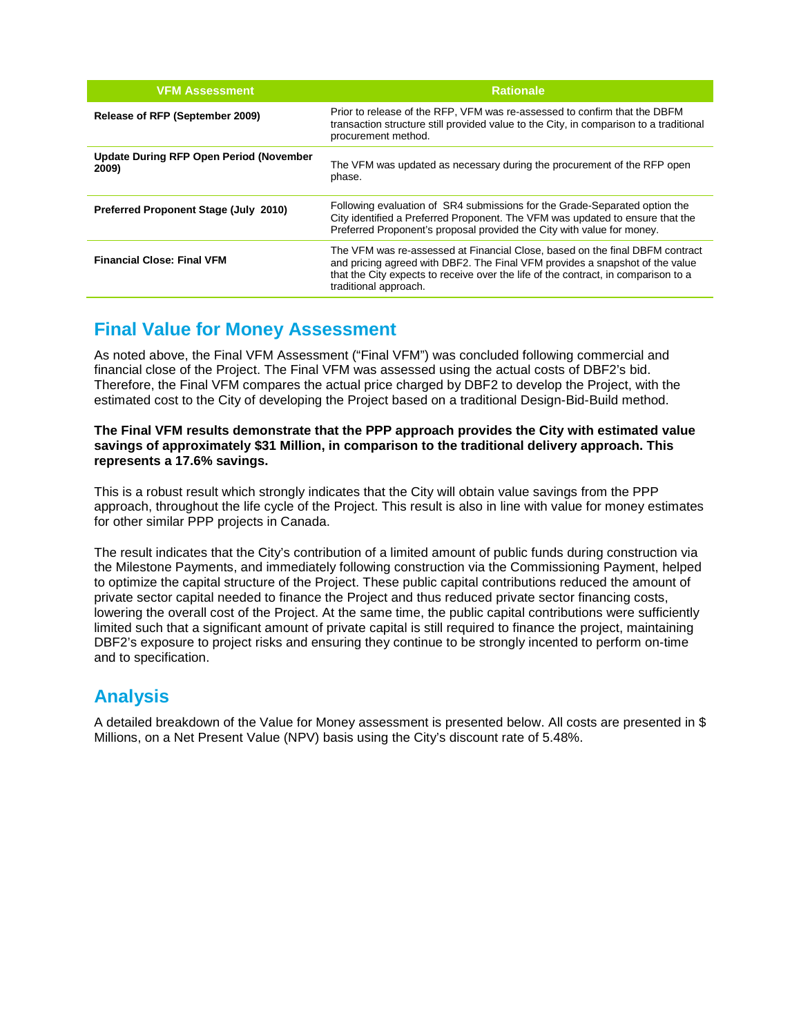| VFM Assessment | Rationale |
| --- | --- |
| **Release of RFP (September 2009)** | Prior to release of the RFP, VFM was re-assessed to confirm that the DBFM transaction structure still provided value to the City, in comparison to a traditional procurement method. |
| **Update During RFP Open Period (November 2009)** | The VFM was updated as necessary during the procurement of the RFP open phase. |
| **Preferred Proponent Stage (July 2010)** | Following evaluation of SR4 submissions for the Grade-Separated option the City identified a Preferred Proponent. The VFM was updated to ensure that the Preferred Proponent's proposal provided the City with value for money. |
| **Financial Close: Final VFM** | The VFM was re-assessed at Financial Close, based on the final DBFM contract and pricing agreed with DBF2. The Final VFM provides a snapshot of the value that the City expects to receive over the life of the contract, in comparison to a traditional approach. |

## Final Value for Money Assessment

As noted above, the Final VFM Assessment ("Final VFM") was concluded following commercial and financial close of the Project. The Final VFM was assessed using the actual costs of DBF2's bid. Therefore, the Final VFM compares the actual price charged by DBF2 to develop the Project, with the estimated cost to the City of developing the Project based on a traditional Design-Bid-Build method.

**The Final VFM results demonstrate that the PPP approach provides the City with estimated value savings of approximately $31 Million, in comparison to the traditional delivery approach. This represents a 17.6% savings.**

This is a robust result which strongly indicates that the City will obtain value savings from the PPP approach, throughout the life cycle of the Project. This result is also in line with value for money estimates for other similar PPP projects in Canada.

The result indicates that the City's contribution of a limited amount of public funds during construction via the Milestone Payments, and immediately following construction via the Commissioning Payment, helped to optimize the capital structure of the Project. These public capital contributions reduced the amount of private sector capital needed to finance the Project and thus reduced private sector financing costs, lowering the overall cost of the Project. At the same time, the public capital contributions were sufficiently limited such that a significant amount of private capital is still required to finance the project, maintaining DBF2's exposure to project risks and ensuring they continue to be strongly incented to perform on-time and to specification.

## Analysis

A detailed breakdown of the Value for Money assessment is presented below. All costs are presented in $ Millions, on a Net Present Value (NPV) basis using the City's discount rate of 5.48%.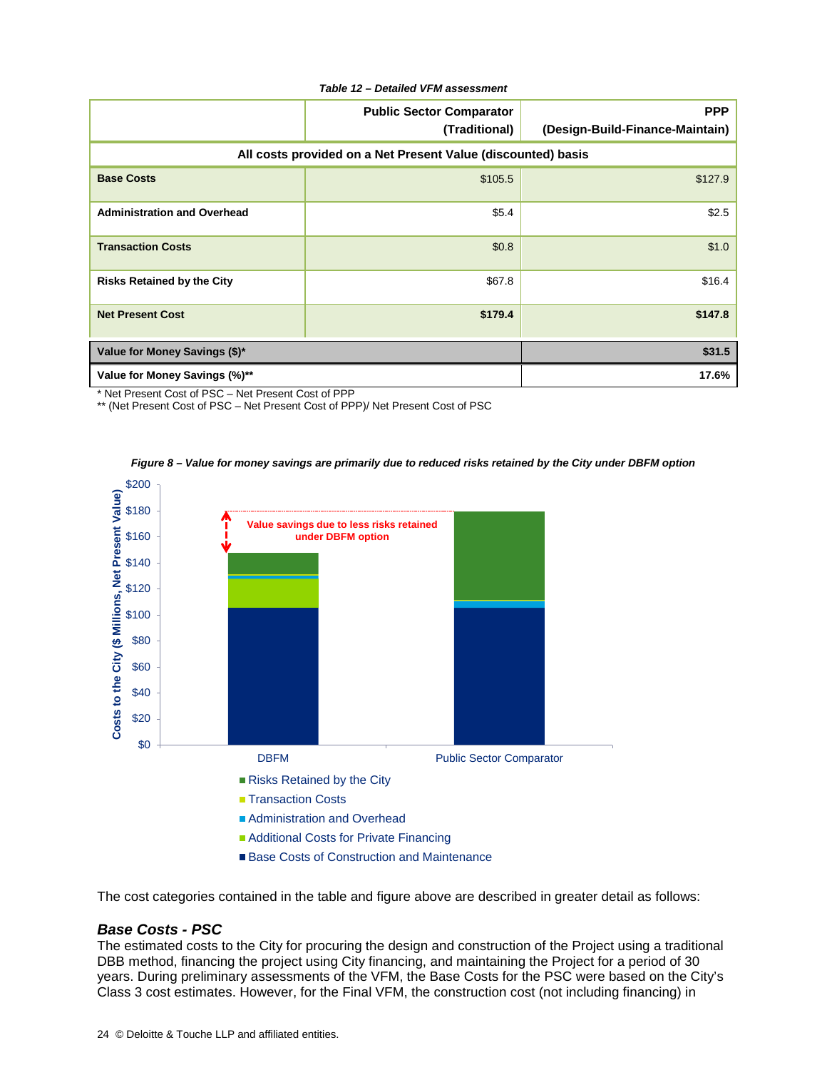*Table 12 – Detailed VFM assessment*

| | Public Sector Comparator (Traditional) | PPP (Design-Build-Finance-Maintain) |
|---|---|---|
| **All costs provided on a Net Present Value (discounted) basis** | | |
| **Base Costs** | $105.5 | $127.9 |
| **Administration and Overhead** | $5.4 | $2.5 |
| **Transaction Costs** | $0.8 | $1.0 |
| **Risks Retained by the City** | $67.8 | $16.4 |
| **Net Present Cost** | **$179.4** | **$147.8** |
| **Value for Money Savings ($)*** | | **$31.5** |
| **Value for Money Savings (%)**** | | **17.6%** |

\* Net Present Cost of PSC – Net Present Cost of PPP
** (Net Present Cost of PSC – Net Present Cost of PPP)/ Net Present Cost of PSC

*Figure 8 – Value for money savings are primarily due to reduced risks retained by the City under DBFM option*

The cost categories contained in the table and figure above are described in greater detail as follows:

### *Base Costs - PSC*

The estimated costs to the City for procuring the design and construction of the Project using a traditional DBB method, financing the project using City financing, and maintaining the Project for a period of 30 years. During preliminary assessments of the VFM, the Base Costs for the PSC were based on the City's Class 3 cost estimates. However, for the Final VFM, the construction cost (not including financing) in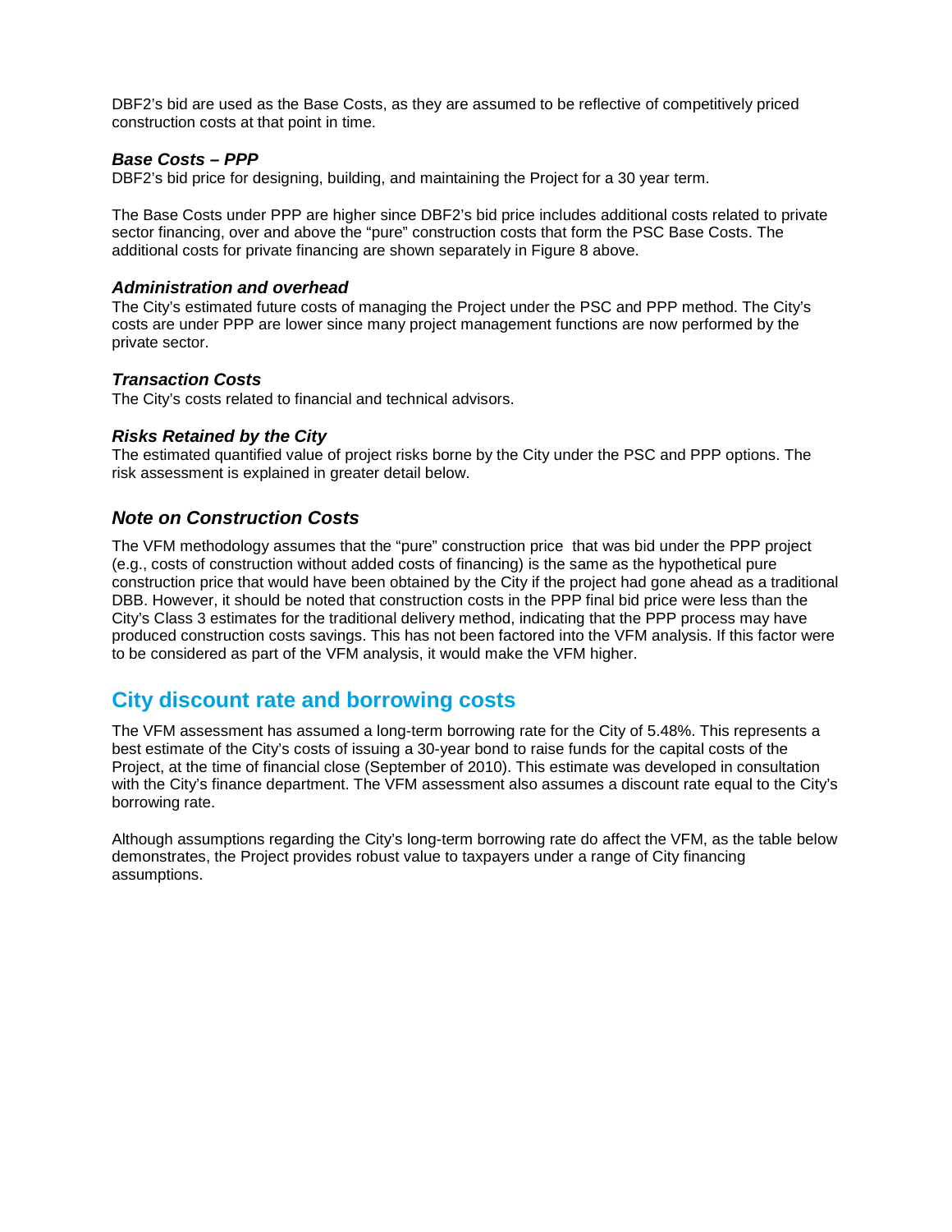DBF2's bid are used as the Base Costs, as they are assumed to be reflective of competitively priced construction costs at that point in time.

### *Base Costs – PPP*

DBF2's bid price for designing, building, and maintaining the Project for a 30 year term.

The Base Costs under PPP are higher since DBF2's bid price includes additional costs related to private sector financing, over and above the "pure" construction costs that form the PSC Base Costs. The additional costs for private financing are shown separately in Figure 8 above.

### *Administration and overhead*

The City's estimated future costs of managing the Project under the PSC and PPP method. The City's costs are under PPP are lower since many project management functions are now performed by the private sector.

### *Transaction Costs*

The City's costs related to financial and technical advisors.

### *Risks Retained by the City*

The estimated quantified value of project risks borne by the City under the PSC and PPP options. The risk assessment is explained in greater detail below.

## *Note on Construction Costs*

The VFM methodology assumes that the "pure" construction price that was bid under the PPP project (e.g., costs of construction without added costs of financing) is the same as the hypothetical pure construction price that would have been obtained by the City if the project had gone ahead as a traditional DBB. However, it should be noted that construction costs in the PPP final bid price were less than the City's Class 3 estimates for the traditional delivery method, indicating that the PPP process may have produced construction costs savings. This has not been factored into the VFM analysis. If this factor were to be considered as part of the VFM analysis, it would make the VFM higher.

## City discount rate and borrowing costs

The VFM assessment has assumed a long-term borrowing rate for the City of 5.48%. This represents a best estimate of the City's costs of issuing a 30-year bond to raise funds for the capital costs of the Project, at the time of financial close (September of 2010). This estimate was developed in consultation with the City's finance department. The VFM assessment also assumes a discount rate equal to the City's borrowing rate.

Although assumptions regarding the City's long-term borrowing rate do affect the VFM, as the table below demonstrates, the Project provides robust value to taxpayers under a range of City financing assumptions.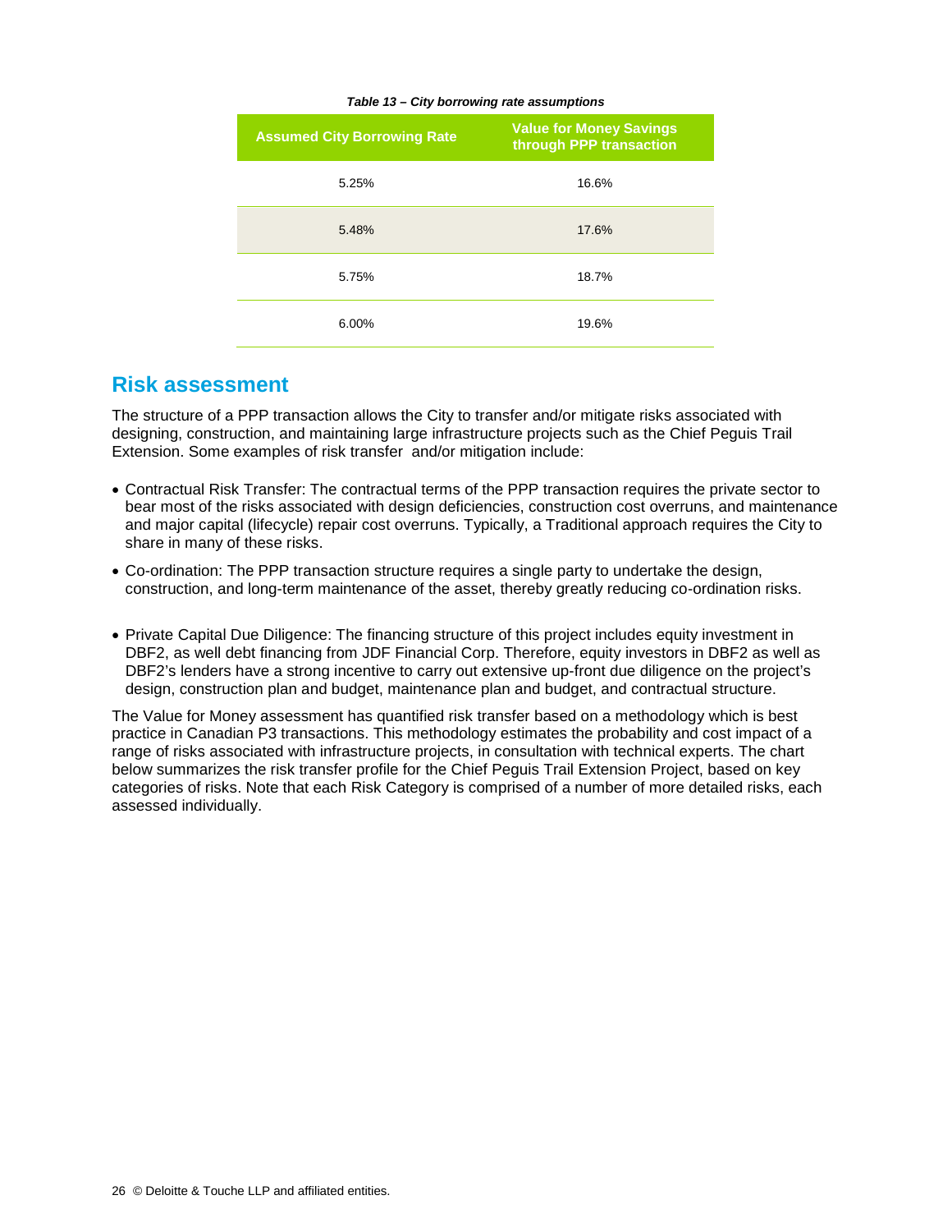*Table 13 – City borrowing rate assumptions*

| Assumed City Borrowing Rate | Value for Money Savings through PPP transaction |
|---|---|
| 5.25% | 16.6% |
| 5.48% | 17.6% |
| 5.75% | 18.7% |
| 6.00% | 19.6% |

## Risk assessment

The structure of a PPP transaction allows the City to transfer and/or mitigate risks associated with designing, construction, and maintaining large infrastructure projects such as the Chief Peguis Trail Extension. Some examples of risk transfer and/or mitigation include:

- Contractual Risk Transfer: The contractual terms of the PPP transaction requires the private sector to bear most of the risks associated with design deficiencies, construction cost overruns, and maintenance and major capital (lifecycle) repair cost overruns. Typically, a Traditional approach requires the City to share in many of these risks.
- Co-ordination: The PPP transaction structure requires a single party to undertake the design, construction, and long-term maintenance of the asset, thereby greatly reducing co-ordination risks.
- Private Capital Due Diligence: The financing structure of this project includes equity investment in DBF2, as well debt financing from JDF Financial Corp. Therefore, equity investors in DBF2 as well as DBF2's lenders have a strong incentive to carry out extensive up-front due diligence on the project's design, construction plan and budget, maintenance plan and budget, and contractual structure.

The Value for Money assessment has quantified risk transfer based on a methodology which is best practice in Canadian P3 transactions. This methodology estimates the probability and cost impact of a range of risks associated with infrastructure projects, in consultation with technical experts. The chart below summarizes the risk transfer profile for the Chief Peguis Trail Extension Project, based on key categories of risks. Note that each Risk Category is comprised of a number of more detailed risks, each assessed individually.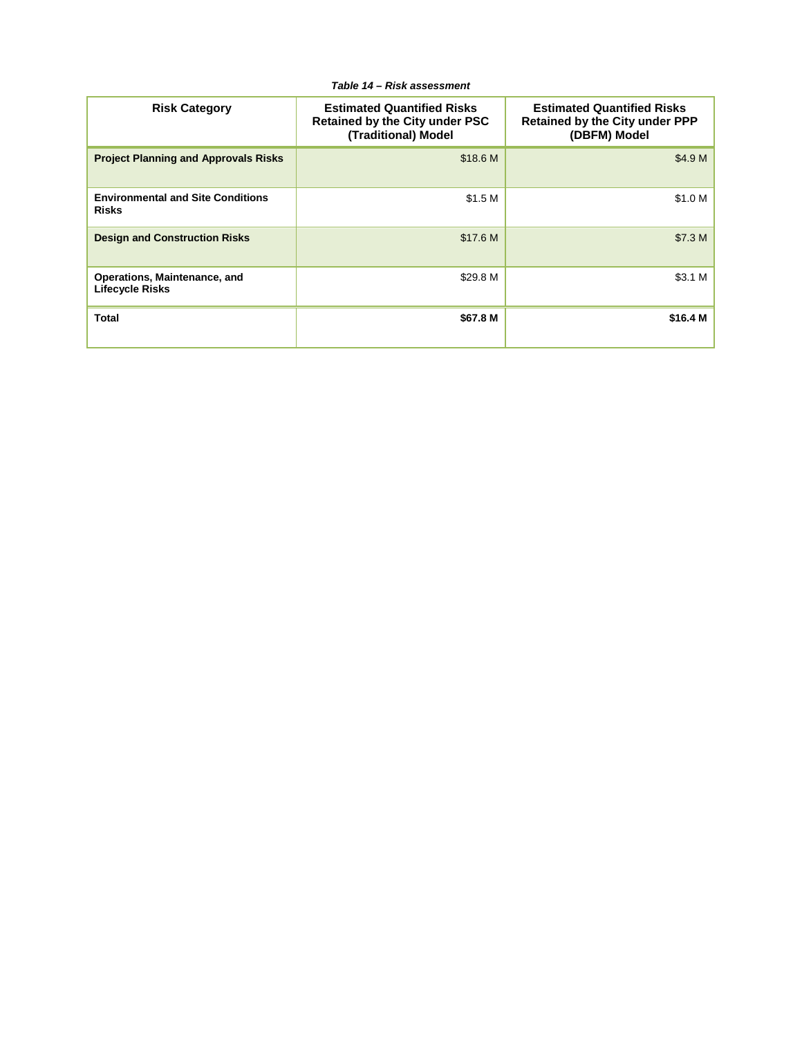*Table 14 – Risk assessment*

| Risk Category | Estimated Quantified Risks Retained by the City under PSC (Traditional) Model | Estimated Quantified Risks Retained by the City under PPP (DBFM) Model |
|---|---|---|
| **Project Planning and Approvals Risks** | $18.6 M | $4.9 M |
| **Environmental and Site Conditions Risks** | $1.5 M | $1.0 M |
| **Design and Construction Risks** | $17.6 M | $7.3 M |
| **Operations, Maintenance, and Lifecycle Risks** | $29.8 M | $3.1 M |
| **Total** | **$67.8 M** | **$16.4 M** |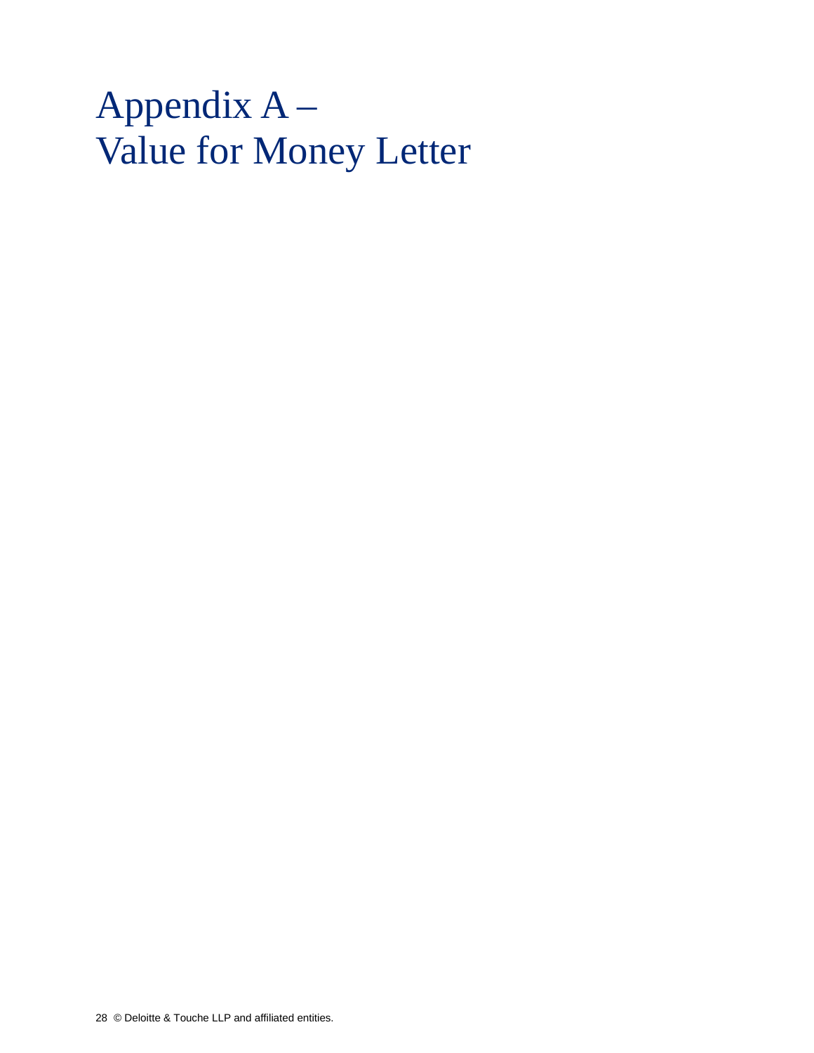# Appendix A – Value for Money Letter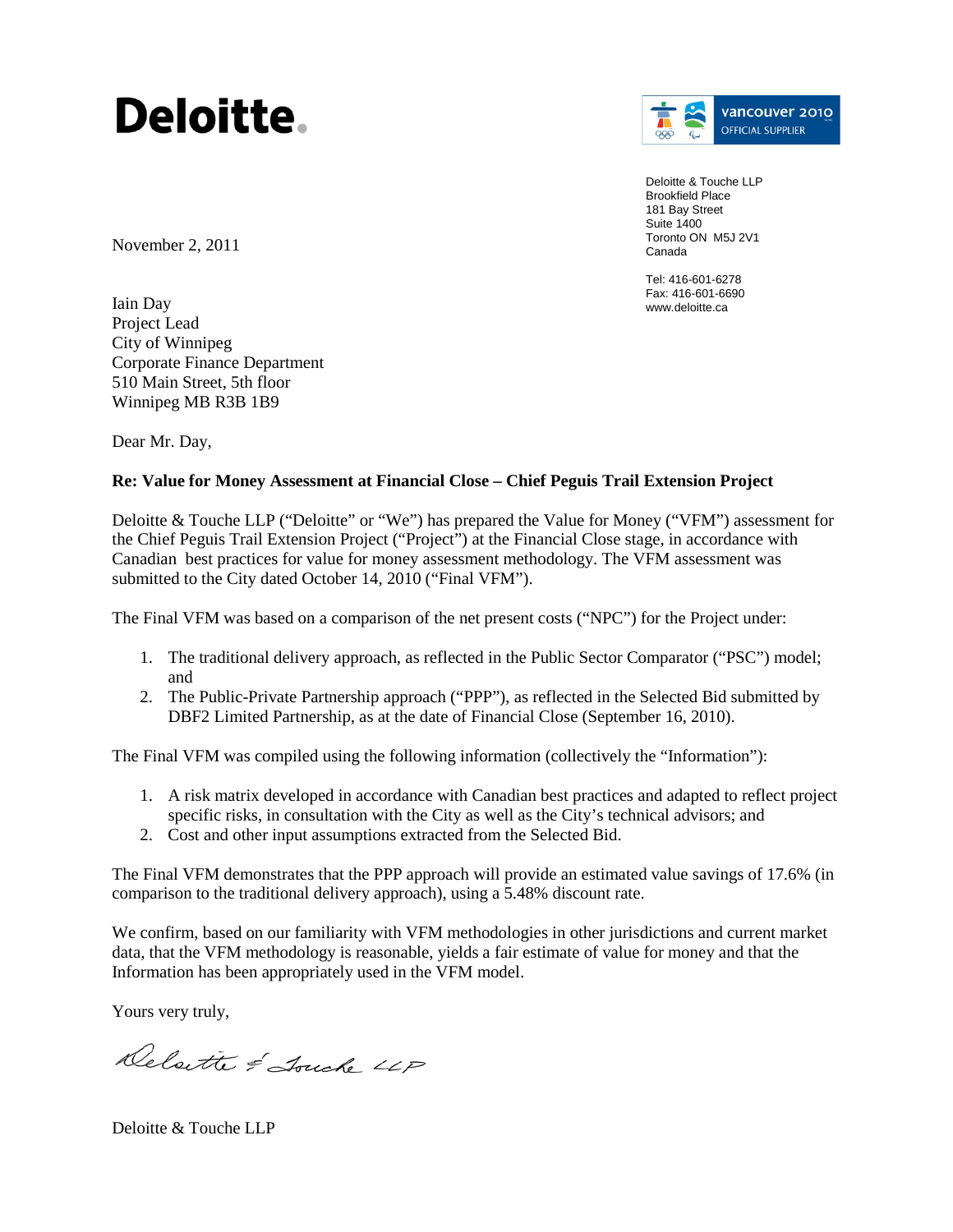Deloitte.

vancouver 2010
OFFICIAL SUPPLIER

Deloitte & Touche LLP
Brookfield Place
181 Bay Street
Suite 1400
Toronto ON M5J 2V1
Canada

Tel: 416-601-6278
Fax: 416-601-6690
www.deloitte.ca

November 2, 2011

Iain Day
Project Lead
City of Winnipeg
Corporate Finance Department
510 Main Street, 5th floor
Winnipeg MB R3B 1B9

Dear Mr. Day,

**Re: Value for Money Assessment at Financial Close – Chief Peguis Trail Extension Project**

Deloitte & Touche LLP ("Deloitte" or "We") has prepared the Value for Money ("VFM") assessment for the Chief Peguis Trail Extension Project ("Project") at the Financial Close stage, in accordance with Canadian best practices for value for money assessment methodology. The VFM assessment was submitted to the City dated October 14, 2010 ("Final VFM").

The Final VFM was based on a comparison of the net present costs ("NPC") for the Project under:

1. The traditional delivery approach, as reflected in the Public Sector Comparator ("PSC") model; and
2. The Public-Private Partnership approach ("PPP"), as reflected in the Selected Bid submitted by DBF2 Limited Partnership, as at the date of Financial Close (September 16, 2010).

The Final VFM was compiled using the following information (collectively the "Information"):

1. A risk matrix developed in accordance with Canadian best practices and adapted to reflect project specific risks, in consultation with the City as well as the City's technical advisors; and
2. Cost and other input assumptions extracted from the Selected Bid.

The Final VFM demonstrates that the PPP approach will provide an estimated value savings of 17.6% (in comparison to the traditional delivery approach), using a 5.48% discount rate.

We confirm, based on our familiarity with VFM methodologies in other jurisdictions and current market data, that the VFM methodology is reasonable, yields a fair estimate of value for money and that the Information has been appropriately used in the VFM model.

Yours very truly,

Deloitte & Touche LLP

Deloitte & Touche LLP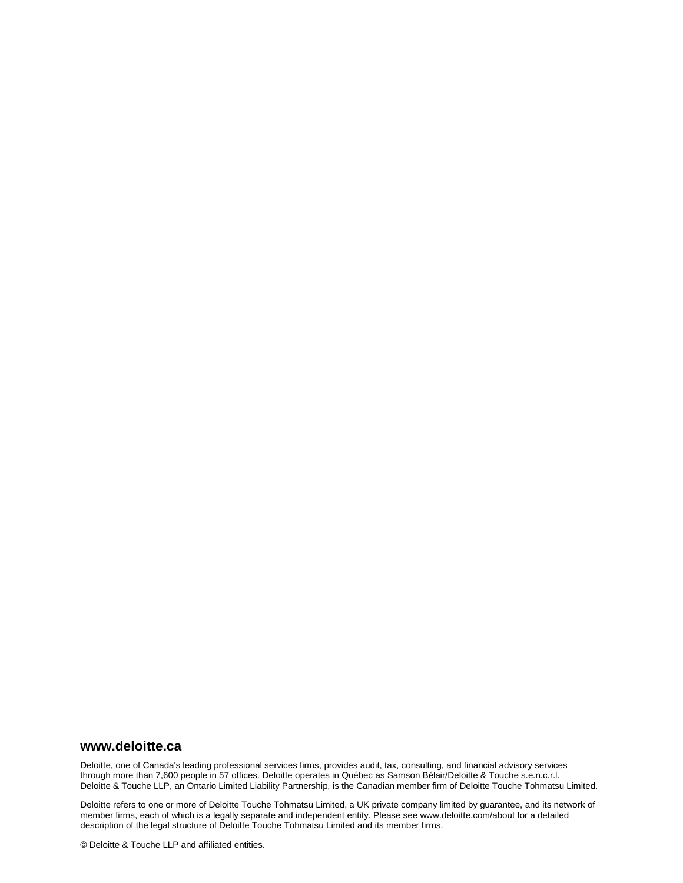**www.deloitte.ca**

Deloitte, one of Canada's leading professional services firms, provides audit, tax, consulting, and financial advisory services through more than 7,600 people in 57 offices. Deloitte operates in Québec as Samson Bélair/Deloitte & Touche s.e.n.c.r.l. Deloitte & Touche LLP, an Ontario Limited Liability Partnership, is the Canadian member firm of Deloitte Touche Tohmatsu Limited.

Deloitte refers to one or more of Deloitte Touche Tohmatsu Limited, a UK private company limited by guarantee, and its network of member firms, each of which is a legally separate and independent entity. Please see www.deloitte.com/about for a detailed description of the legal structure of Deloitte Touche Tohmatsu Limited and its member firms.

© Deloitte & Touche LLP and affiliated entities.